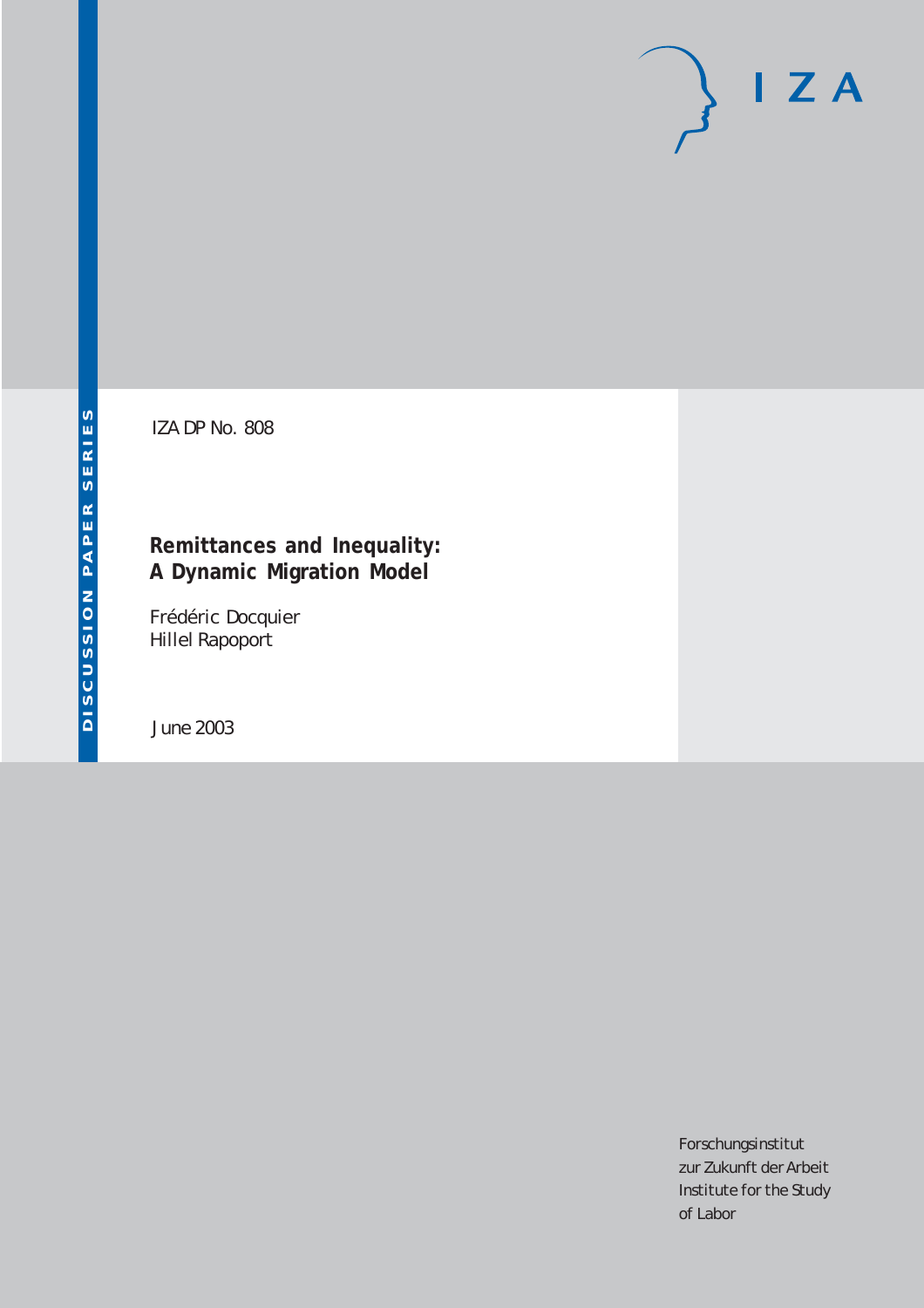IZA DP No. 808

# Remittances and Inequality: A Dynamic Migration Model

Frédéric Docquier
Hillel Rapoport

June 2003

DISCUSSION PAPER SERIES

I Z A

Forschungsinstitut
zur Zukunft der Arbeit
Institute for the Study
of Labor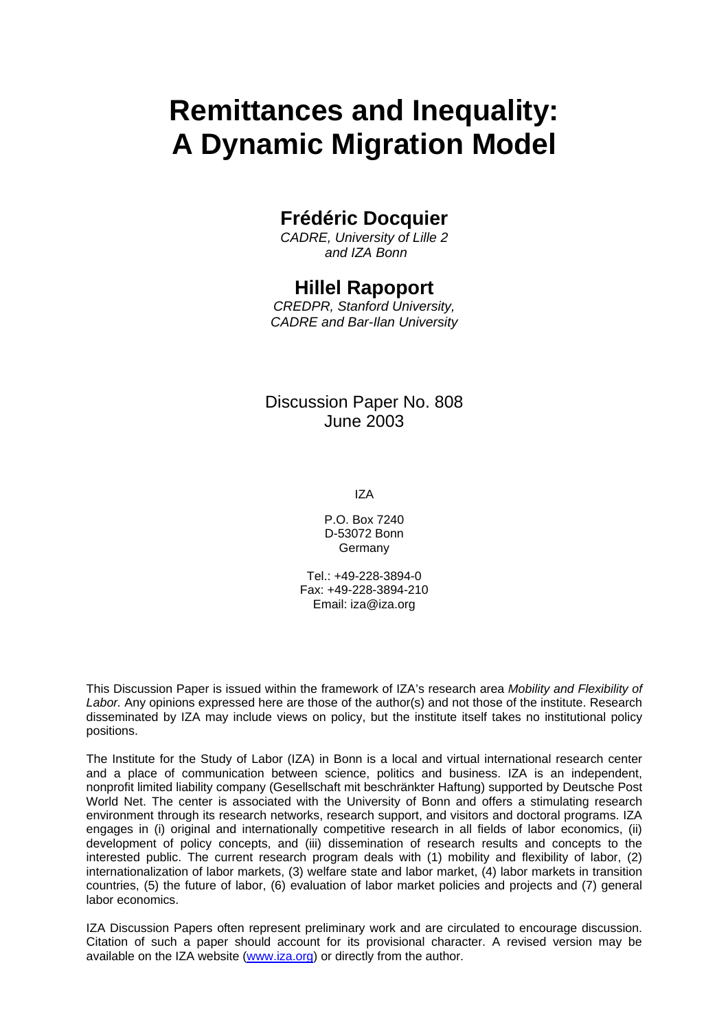# Remittances and Inequality: A Dynamic Migration Model

## Frédéric Docquier

*CADRE, University of Lille 2 and IZA Bonn*

## Hillel Rapoport

*CREDPR, Stanford University, CADRE and Bar-Ilan University*

Discussion Paper No. 808
June 2003

IZA

P.O. Box 7240
D-53072 Bonn
Germany

Tel.: +49-228-3894-0
Fax: +49-228-3894-210
Email: iza@iza.org

This Discussion Paper is issued within the framework of IZA's research area *Mobility and Flexibility of Labor.* Any opinions expressed here are those of the author(s) and not those of the institute. Research disseminated by IZA may include views on policy, but the institute itself takes no institutional policy positions.

The Institute for the Study of Labor (IZA) in Bonn is a local and virtual international research center and a place of communication between science, politics and business. IZA is an independent, nonprofit limited liability company (Gesellschaft mit beschränkter Haftung) supported by Deutsche Post World Net. The center is associated with the University of Bonn and offers a stimulating research environment through its research networks, research support, and visitors and doctoral programs. IZA engages in (i) original and internationally competitive research in all fields of labor economics, (ii) development of policy concepts, and (iii) dissemination of research results and concepts to the interested public. The current research program deals with (1) mobility and flexibility of labor, (2) internationalization of labor markets, (3) welfare state and labor market, (4) labor markets in transition countries, (5) the future of labor, (6) evaluation of labor market policies and projects and (7) general labor economics.

IZA Discussion Papers often represent preliminary work and are circulated to encourage discussion. Citation of such a paper should account for its provisional character. A revised version may be available on the IZA website (www.iza.org) or directly from the author.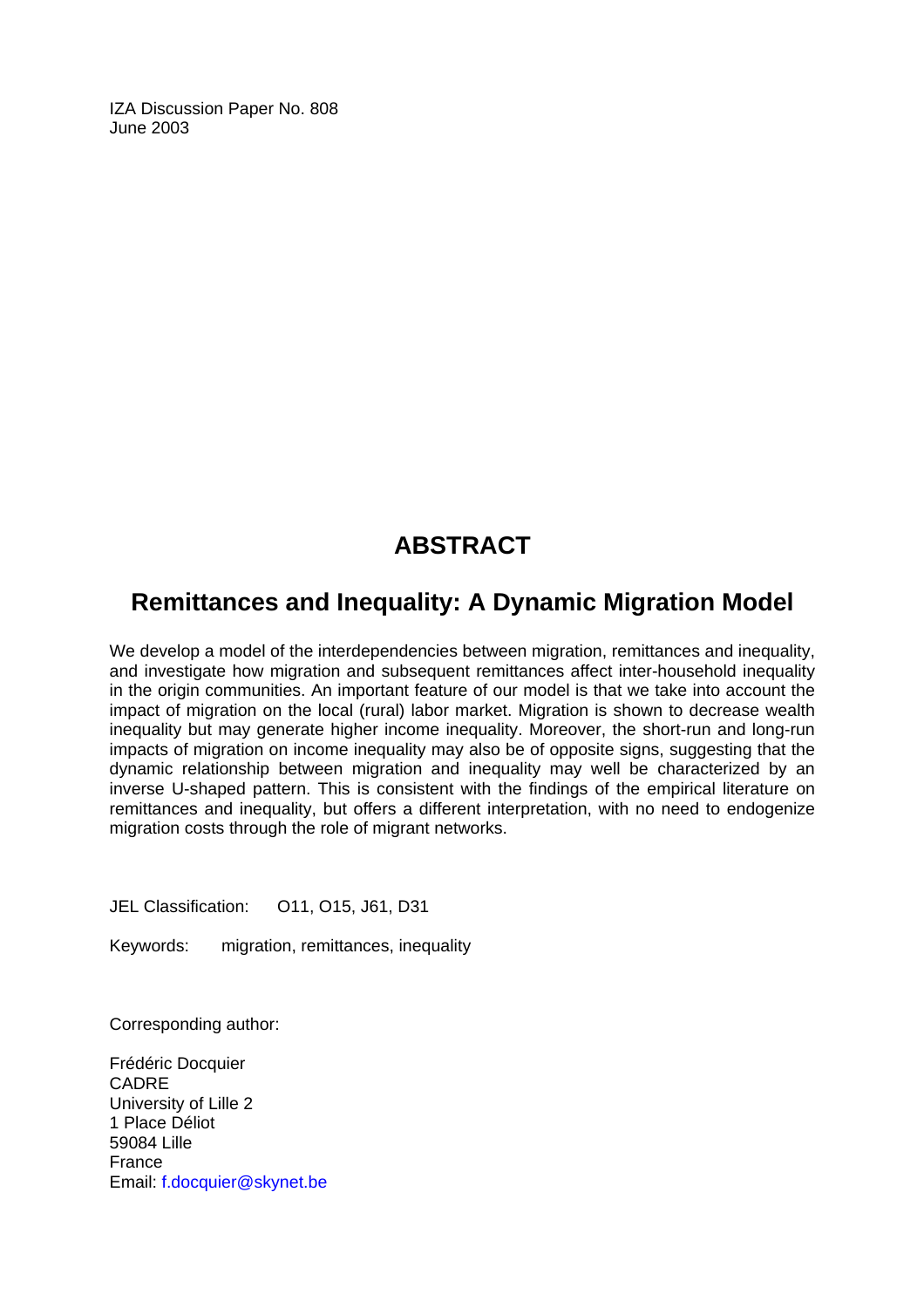IZA Discussion Paper No. 808
June 2003

# ABSTRACT

## Remittances and Inequality: A Dynamic Migration Model

We develop a model of the interdependencies between migration, remittances and inequality, and investigate how migration and subsequent remittances affect inter-household inequality in the origin communities. An important feature of our model is that we take into account the impact of migration on the local (rural) labor market. Migration is shown to decrease wealth inequality but may generate higher income inequality. Moreover, the short-run and long-run impacts of migration on income inequality may also be of opposite signs, suggesting that the dynamic relationship between migration and inequality may well be characterized by an inverse U-shaped pattern. This is consistent with the findings of the empirical literature on remittances and inequality, but offers a different interpretation, with no need to endogenize migration costs through the role of migrant networks.

JEL Classification: O11, O15, J61, D31

Keywords: migration, remittances, inequality

Corresponding author:

Frédéric Docquier
CADRE
University of Lille 2
1 Place Déliot
59084 Lille
France
Email: f.docquier@skynet.be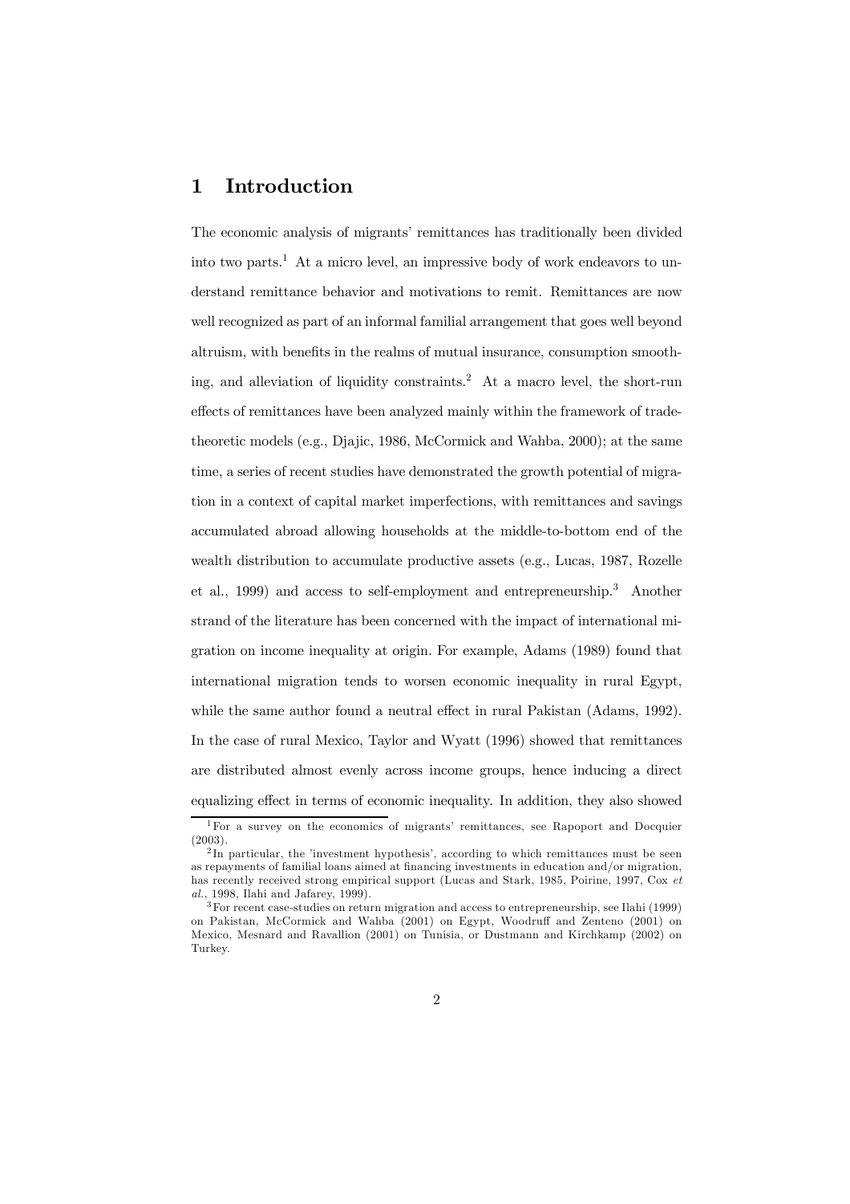# 1 Introduction

The economic analysis of migrants' remittances has traditionally been divided into two parts.[1] At a micro level, an impressive body of work endeavors to understand remittance behavior and motivations to remit. Remittances are now well recognized as part of an informal familial arrangement that goes well beyond altruism, with benefits in the realms of mutual insurance, consumption smoothing, and alleviation of liquidity constraints.[2] At a macro level, the short-run effects of remittances have been analyzed mainly within the framework of trade-theoretic models (e.g., Djajic, 1986, McCormick and Wahba, 2000); at the same time, a series of recent studies have demonstrated the growth potential of migration in a context of capital market imperfections, with remittances and savings accumulated abroad allowing households at the middle-to-bottom end of the wealth distribution to accumulate productive assets (e.g., Lucas, 1987, Rozelle et al., 1999) and access to self-employment and entrepreneurship.[3] Another strand of the literature has been concerned with the impact of international migration on income inequality at origin. For example, Adams (1989) found that international migration tends to worsen economic inequality in rural Egypt, while the same author found a neutral effect in rural Pakistan (Adams, 1992). In the case of rural Mexico, Taylor and Wyatt (1996) showed that remittances are distributed almost evenly across income groups, hence inducing a direct equalizing effect in terms of economic inequality. In addition, they also showed

[1] For a survey on the economics of migrants' remittances, see Rapoport and Docquier (2003).

[2] In particular, the 'investment hypothesis', according to which remittances must be seen as repayments of familial loans aimed at financing investments in education and/or migration, has recently received strong empirical support (Lucas and Stark, 1985, Poirine, 1997, Cox *et al.*, 1998, Ilahi and Jafarey, 1999).

[3] For recent case-studies on return migration and access to entrepreneurship, see Ilahi (1999) on Pakistan, McCormick and Wahba (2001) on Egypt, Woodruff and Zenteno (2001) on Mexico, Mesnard and Ravallion (2001) on Tunisia, or Dustmann and Kirchkamp (2002) on Turkey.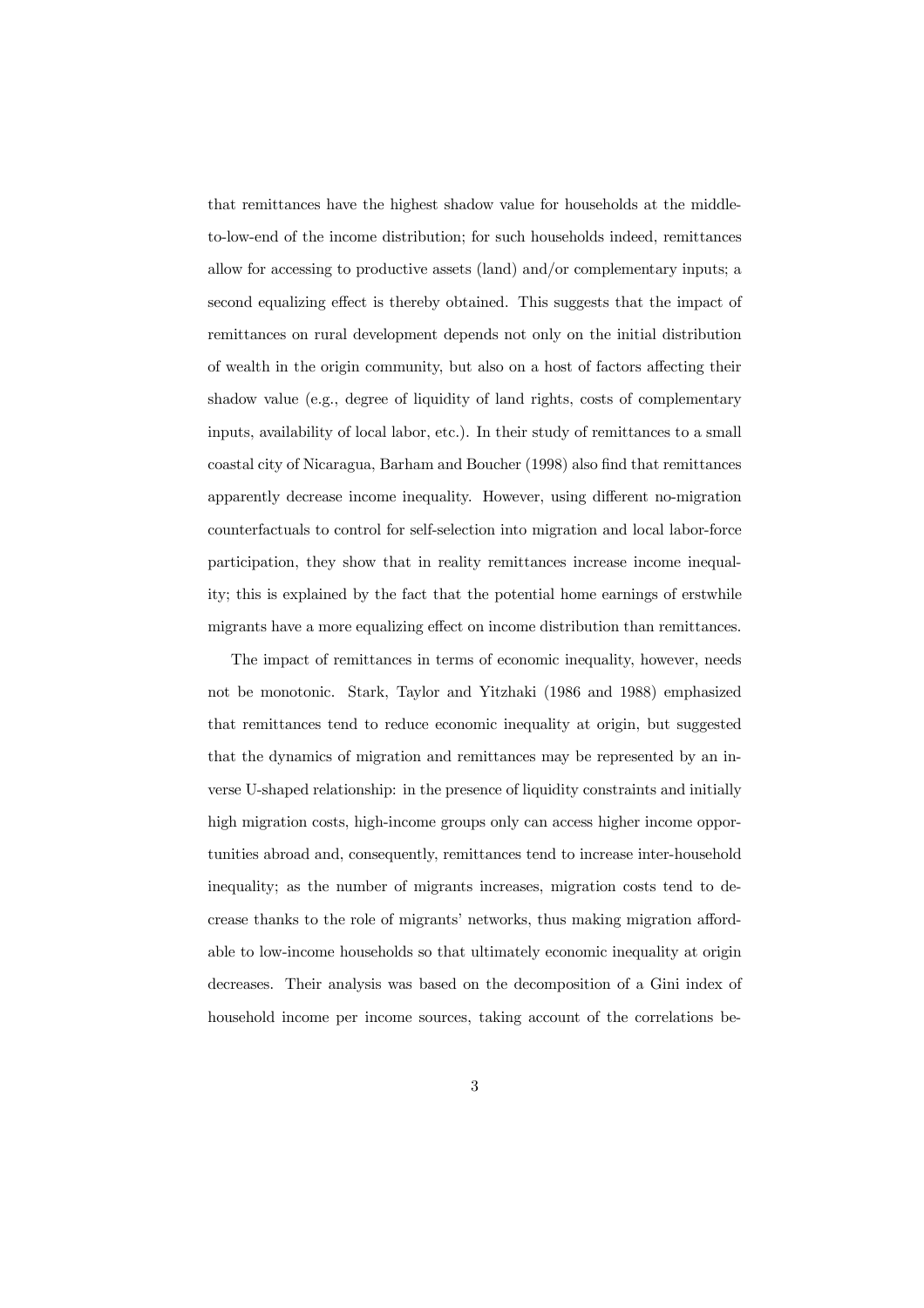that remittances have the highest shadow value for households at the middle-to-low-end of the income distribution; for such households indeed, remittances allow for accessing to productive assets (land) and/or complementary inputs; a second equalizing effect is thereby obtained. This suggests that the impact of remittances on rural development depends not only on the initial distribution of wealth in the origin community, but also on a host of factors affecting their shadow value (e.g., degree of liquidity of land rights, costs of complementary inputs, availability of local labor, etc.). In their study of remittances to a small coastal city of Nicaragua, Barham and Boucher (1998) also find that remittances apparently decrease income inequality. However, using different no-migration counterfactuals to control for self-selection into migration and local labor-force participation, they show that in reality remittances increase income inequality; this is explained by the fact that the potential home earnings of erstwhile migrants have a more equalizing effect on income distribution than remittances.

The impact of remittances in terms of economic inequality, however, needs not be monotonic. Stark, Taylor and Yitzhaki (1986 and 1988) emphasized that remittances tend to reduce economic inequality at origin, but suggested that the dynamics of migration and remittances may be represented by an inverse U-shaped relationship: in the presence of liquidity constraints and initially high migration costs, high-income groups only can access higher income opportunities abroad and, consequently, remittances tend to increase inter-household inequality; as the number of migrants increases, migration costs tend to decrease thanks to the role of migrants' networks, thus making migration affordable to low-income households so that ultimately economic inequality at origin decreases. Their analysis was based on the decomposition of a Gini index of household income per income sources, taking account of the correlations be-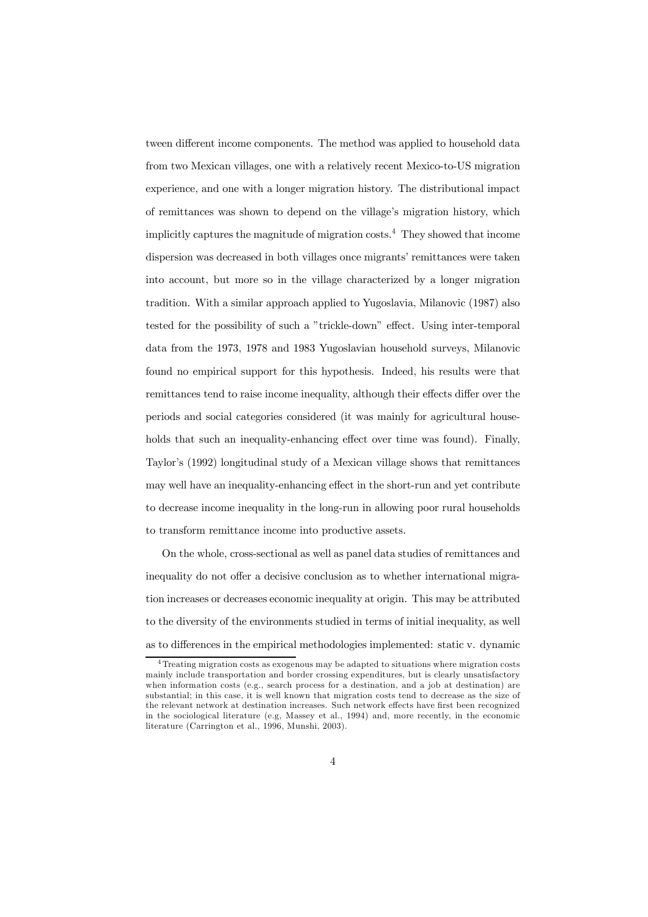tween different income components. The method was applied to household data from two Mexican villages, one with a relatively recent Mexico-to-US migration experience, and one with a longer migration history. The distributional impact of remittances was shown to depend on the village's migration history, which implicitly captures the magnitude of migration costs.[4] They showed that income dispersion was decreased in both villages once migrants' remittances were taken into account, but more so in the village characterized by a longer migration tradition. With a similar approach applied to Yugoslavia, Milanovic (1987) also tested for the possibility of such a "trickle-down" effect. Using inter-temporal data from the 1973, 1978 and 1983 Yugoslavian household surveys, Milanovic found no empirical support for this hypothesis. Indeed, his results were that remittances tend to raise income inequality, although their effects differ over the periods and social categories considered (it was mainly for agricultural households that such an inequality-enhancing effect over time was found). Finally, Taylor's (1992) longitudinal study of a Mexican village shows that remittances may well have an inequality-enhancing effect in the short-run and yet contribute to decrease income inequality in the long-run in allowing poor rural households to transform remittance income into productive assets.

On the whole, cross-sectional as well as panel data studies of remittances and inequality do not offer a decisive conclusion as to whether international migration increases or decreases economic inequality at origin. This may be attributed to the diversity of the environments studied in terms of initial inequality, as well as to differences in the empirical methodologies implemented: static v. dynamic

[4] Treating migration costs as exogenous may be adapted to situations where migration costs mainly include transportation and border crossing expenditures, but is clearly unsatisfactory when information costs (e.g., search process for a destination, and a job at destination) are substantial; in this case, it is well known that migration costs tend to decrease as the size of the relevant network at destination increases. Such network effects have first been recognized in the sociological literature (e.g, Massey et al., 1994) and, more recently, in the economic literature (Carrington et al., 1996, Munshi, 2003).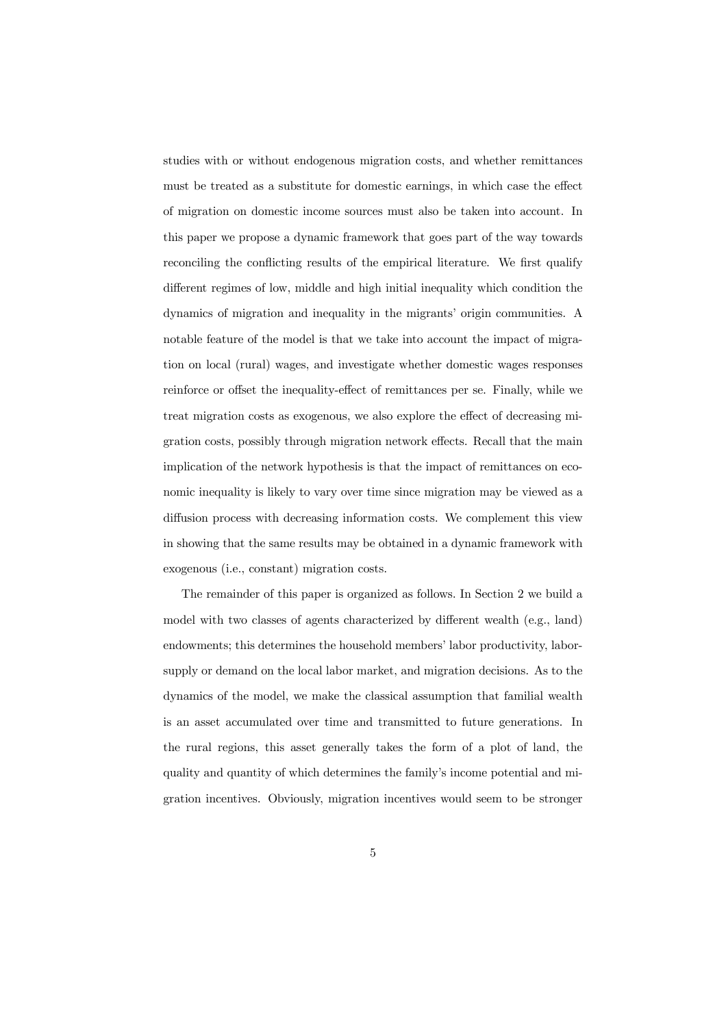studies with or without endogenous migration costs, and whether remittances must be treated as a substitute for domestic earnings, in which case the effect of migration on domestic income sources must also be taken into account. In this paper we propose a dynamic framework that goes part of the way towards reconciling the conflicting results of the empirical literature. We first qualify different regimes of low, middle and high initial inequality which condition the dynamics of migration and inequality in the migrants' origin communities. A notable feature of the model is that we take into account the impact of migration on local (rural) wages, and investigate whether domestic wages responses reinforce or offset the inequality-effect of remittances per se. Finally, while we treat migration costs as exogenous, we also explore the effect of decreasing migration costs, possibly through migration network effects. Recall that the main implication of the network hypothesis is that the impact of remittances on economic inequality is likely to vary over time since migration may be viewed as a diffusion process with decreasing information costs. We complement this view in showing that the same results may be obtained in a dynamic framework with exogenous (i.e., constant) migration costs.

The remainder of this paper is organized as follows. In Section 2 we build a model with two classes of agents characterized by different wealth (e.g., land) endowments; this determines the household members' labor productivity, labor-supply or demand on the local labor market, and migration decisions. As to the dynamics of the model, we make the classical assumption that familial wealth is an asset accumulated over time and transmitted to future generations. In the rural regions, this asset generally takes the form of a plot of land, the quality and quantity of which determines the family's income potential and migration incentives. Obviously, migration incentives would seem to be stronger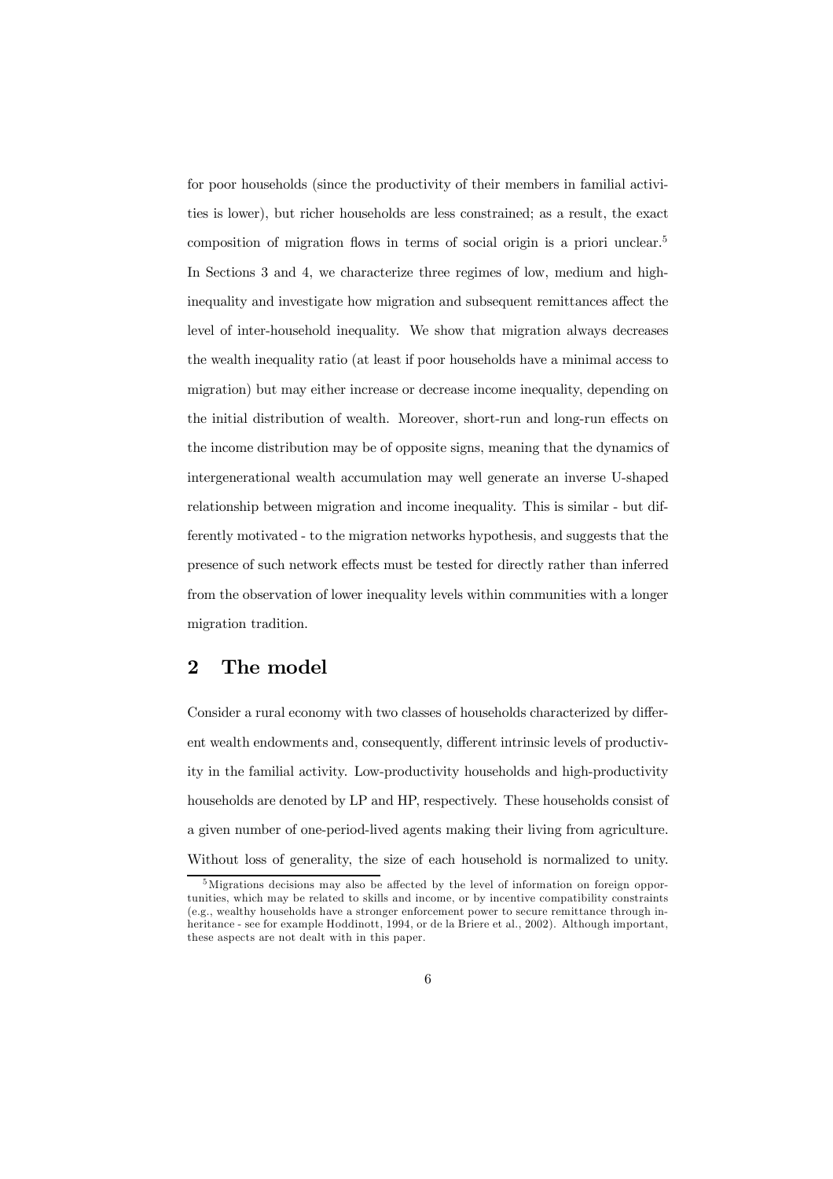for poor households (since the productivity of their members in familial activities is lower), but richer households are less constrained; as a result, the exact composition of migration flows in terms of social origin is a priori unclear.[5] In Sections 3 and 4, we characterize three regimes of low, medium and high-inequality and investigate how migration and subsequent remittances affect the level of inter-household inequality. We show that migration always decreases the wealth inequality ratio (at least if poor households have a minimal access to migration) but may either increase or decrease income inequality, depending on the initial distribution of wealth. Moreover, short-run and long-run effects on the income distribution may be of opposite signs, meaning that the dynamics of intergenerational wealth accumulation may well generate an inverse U-shaped relationship between migration and income inequality. This is similar - but differently motivated - to the migration networks hypothesis, and suggests that the presence of such network effects must be tested for directly rather than inferred from the observation of lower inequality levels within communities with a longer migration tradition.

## 2 The model

Consider a rural economy with two classes of households characterized by different wealth endowments and, consequently, different intrinsic levels of productivity in the familial activity. Low-productivity households and high-productivity households are denoted by LP and HP, respectively. These households consist of a given number of one-period-lived agents making their living from agriculture. Without loss of generality, the size of each household is normalized to unity.

[5] Migrations decisions may also be affected by the level of information on foreign opportunities, which may be related to skills and income, or by incentive compatibility constraints (e.g., wealthy households have a stronger enforcement power to secure remittance through inheritance - see for example Hoddinott, 1994, or de la Briere et al., 2002). Although important, these aspects are not dealt with in this paper.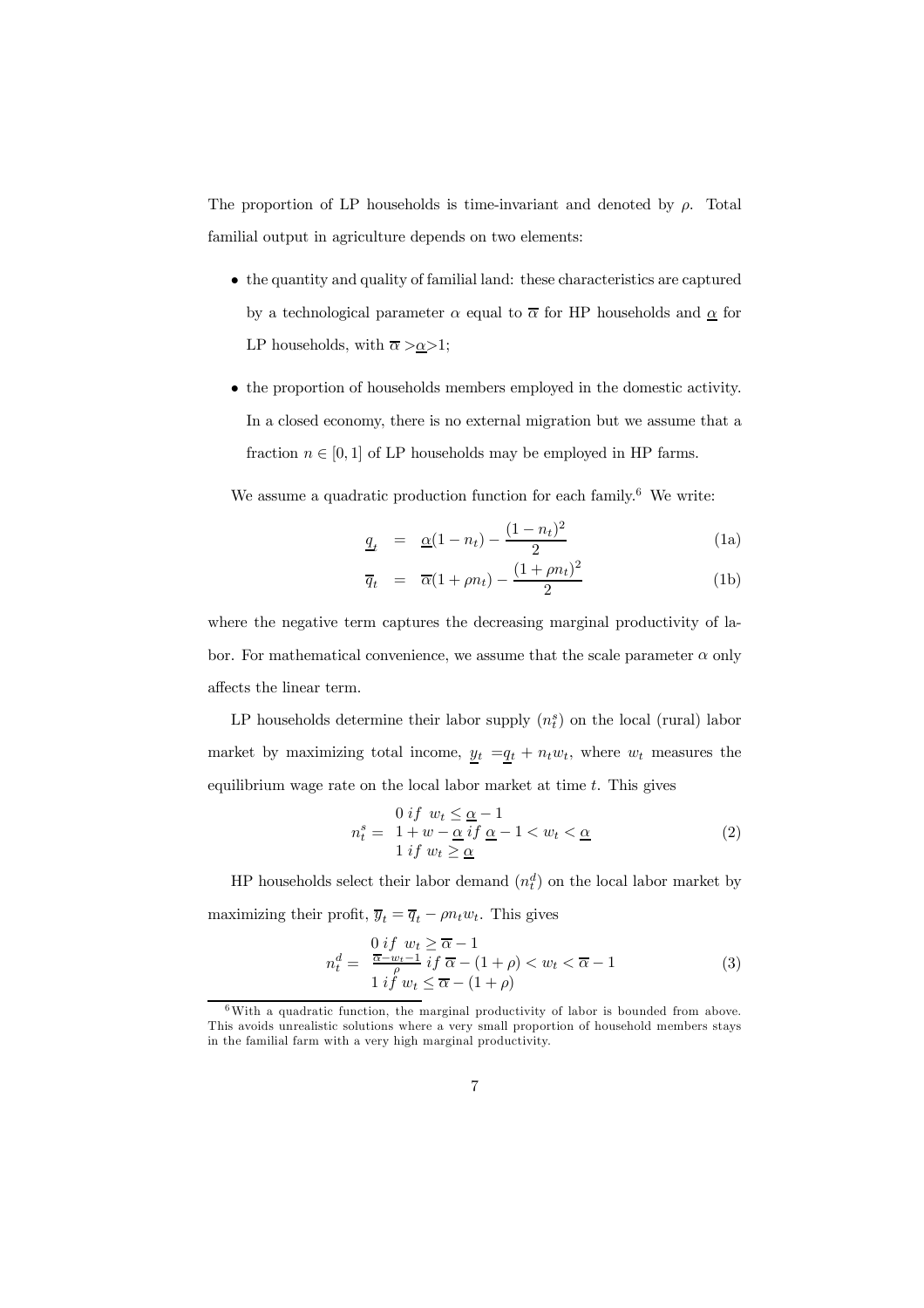The proportion of LP households is time-invariant and denoted by $\rho$. Total familial output in agriculture depends on two elements:

- the quantity and quality of familial land: these characteristics are captured by a technological parameter $\alpha$ equal to $\overline{\alpha}$ for HP households and $\underline{\alpha}$ for LP households, with $\overline{\alpha} > \underline{\alpha} > 1$;
- the proportion of households members employed in the domestic activity. In a closed economy, there is no external migration but we assume that a fraction $n \in [0, 1]$ of LP households may be employed in HP farms.

We assume a quadratic production function for each family.[6] We write:

$$\underline{q}_t = \underline{\alpha}(1 - n_t) - \frac{(1 - n_t)^2}{2} \tag{1a}$$

$$\overline{q}_t = \overline{\alpha}(1 + \rho n_t) - \frac{(1 + \rho n_t)^2}{2} \tag{1b}$$

where the negative term captures the decreasing marginal productivity of labor. For mathematical convenience, we assume that the scale parameter $\alpha$ only affects the linear term.

LP households determine their labor supply ($n_t^s$) on the local (rural) labor market by maximizing total income, $\underline{y}_t = \underline{q}_t + n_t w_t$, where $w_t$ measures the equilibrium wage rate on the local labor market at time $t$. This gives

$$n_t^s = \begin{array}{l} 0 \; if \;\; w_t \leq \underline{\alpha} - 1 \\ 1 + w - \underline{\alpha} \; if \; \underline{\alpha} - 1 < w_t < \underline{\alpha} \\ 1 \; if \; w_t \geq \underline{\alpha} \end{array} \tag{2}$$

HP households select their labor demand ($n_t^d$) on the local labor market by maximizing their profit, $\overline{y}_t = \overline{q}_t - \rho n_t w_t$. This gives

$$n_t^d = \begin{array}{l} 0 \; if \;\; w_t \geq \overline{\alpha} - 1 \\ \frac{\overline{\alpha} - w_t - 1}{\rho} \; if \; \overline{\alpha} - (1 + \rho) < w_t < \overline{\alpha} - 1 \\ 1 \; if \; w_t \leq \overline{\alpha} - (1 + \rho) \end{array} \tag{3}$$

[6] With a quadratic function, the marginal productivity of labor is bounded from above. This avoids unrealistic solutions where a very small proportion of household members stays in the familial farm with a very high marginal productivity.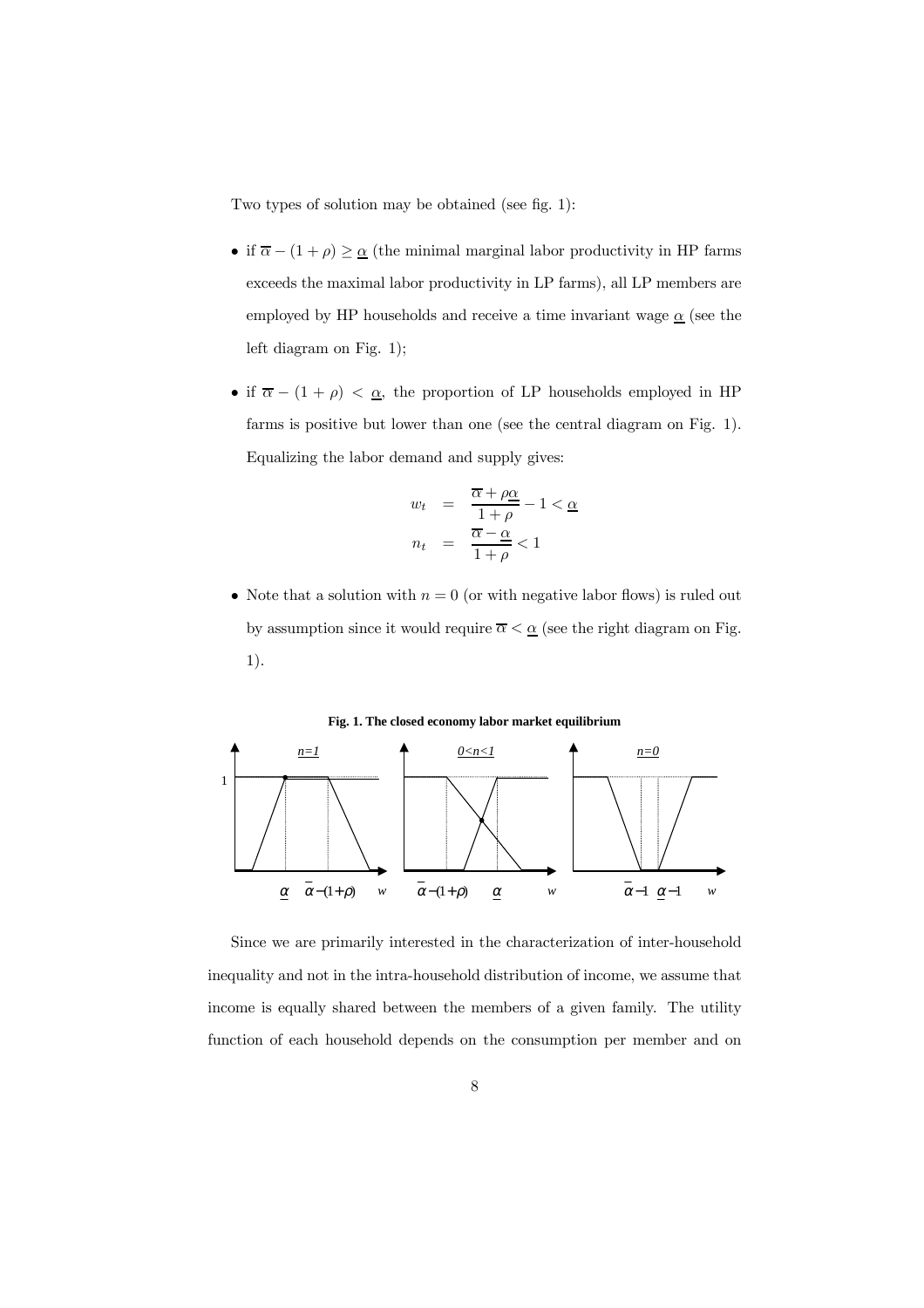Two types of solution may be obtained (see fig. 1):

- if $\overline{\alpha} - (1+\rho) \geq \underline{\alpha}$ (the minimal marginal labor productivity in HP farms exceeds the maximal labor productivity in LP farms), all LP members are employed by HP households and receive a time invariant wage $\underline{\alpha}$ (see the left diagram on Fig. 1);

- if $\overline{\alpha} - (1+\rho) < \underline{\alpha}$, the proportion of LP households employed in HP farms is positive but lower than one (see the central diagram on Fig. 1). Equalizing the labor demand and supply gives:

$$
\begin{aligned}
w_t &= \frac{\overline{\alpha} + \rho\underline{\alpha}}{1+\rho} - 1 < \underline{\alpha} \\
n_t &= \frac{\overline{\alpha} - \underline{\alpha}}{1+\rho} < 1
\end{aligned}
$$

- Note that a solution with $n = 0$ (or with negative labor flows) is ruled out by assumption since it would require $\overline{\alpha} < \underline{\alpha}$ (see the right diagram on Fig. 1).

**Fig. 1. The closed economy labor market equilibrium**

Since we are primarily interested in the characterization of inter-household inequality and not in the intra-household distribution of income, we assume that income is equally shared between the members of a given family. The utility function of each household depends on the consumption per member and on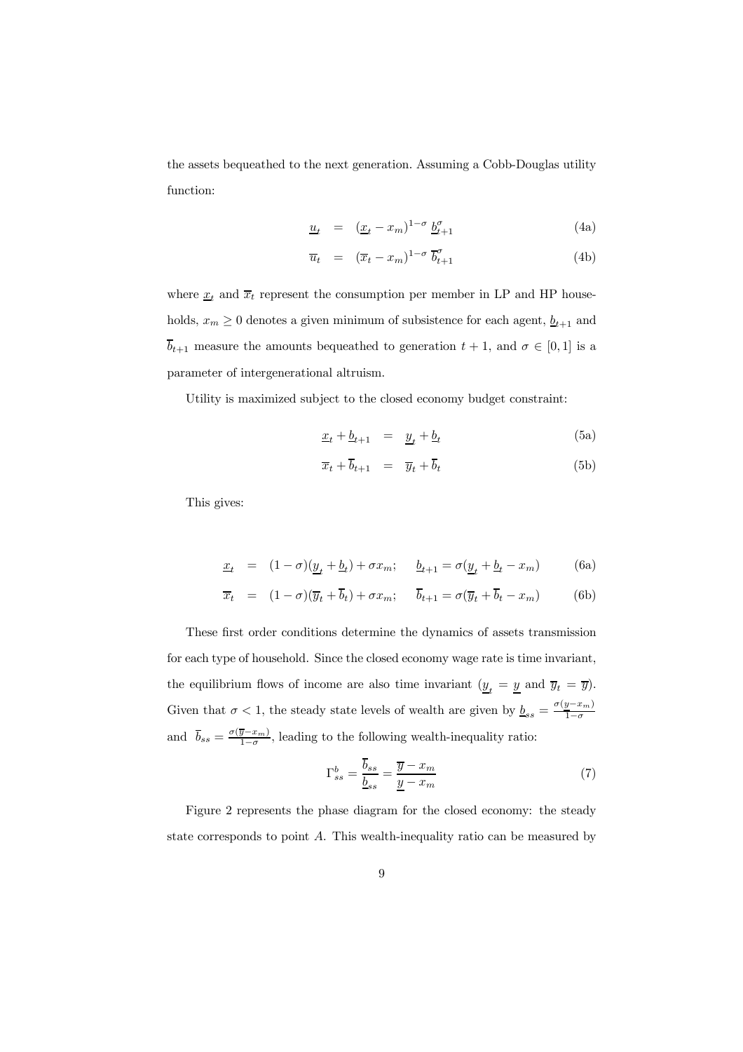the assets bequeathed to the next generation. Assuming a Cobb-Douglas utility function:

$$\underline{u}_t = (\underline{x}_t - x_m)^{1-\sigma} \, \underline{b}_{t+1}^{\sigma} \tag{4a}$$

$$\overline{u}_t = (\overline{x}_t - x_m)^{1-\sigma} \, \overline{b}_{t+1}^{\sigma} \tag{4b}$$

where $\underline{x}_t$ and $\overline{x}_t$ represent the consumption per member in LP and HP households, $x_m \geq 0$ denotes a given minimum of subsistence for each agent, $\underline{b}_{t+1}$ and $\overline{b}_{t+1}$ measure the amounts bequeathed to generation $t+1$, and $\sigma \in [0,1]$ is a parameter of intergenerational altruism.

Utility is maximized subject to the closed economy budget constraint:

$$\underline{x}_t + \underline{b}_{t+1} = \underline{y}_t + \underline{b}_t \tag{5a}$$

$$\overline{x}_t + \overline{b}_{t+1} = \overline{y}_t + \overline{b}_t \tag{5b}$$

This gives:

$$\underline{x}_t = (1-\sigma)(\underline{y}_t + \underline{b}_t) + \sigma x_m; \quad \underline{b}_{t+1} = \sigma(\underline{y}_t + \underline{b}_t - x_m) \tag{6a}$$

$$\overline{x}_t = (1-\sigma)(\overline{y}_t + \overline{b}_t) + \sigma x_m; \quad \overline{b}_{t+1} = \sigma(\overline{y}_t + \overline{b}_t - x_m) \tag{6b}$$

These first order conditions determine the dynamics of assets transmission for each type of household. Since the closed economy wage rate is time invariant, the equilibrium flows of income are also time invariant ($\underline{y}_t = \underline{y}$ and $\overline{y}_t = \overline{y}$). Given that $\sigma < 1$, the steady state levels of wealth are given by $\underline{b}_{ss} = \frac{\sigma(\underline{y} - x_m)}{1-\sigma}$ and $\overline{b}_{ss} = \frac{\sigma(\overline{y} - x_m)}{1-\sigma}$, leading to the following wealth-inequality ratio:

$$\Gamma_{ss}^{b} = \frac{\overline{b}_{ss}}{\underline{b}_{ss}} = \frac{\overline{y} - x_m}{\underline{y} - x_m} \tag{7}$$

Figure 2 represents the phase diagram for the closed economy: the steady state corresponds to point $A$. This wealth-inequality ratio can be measured by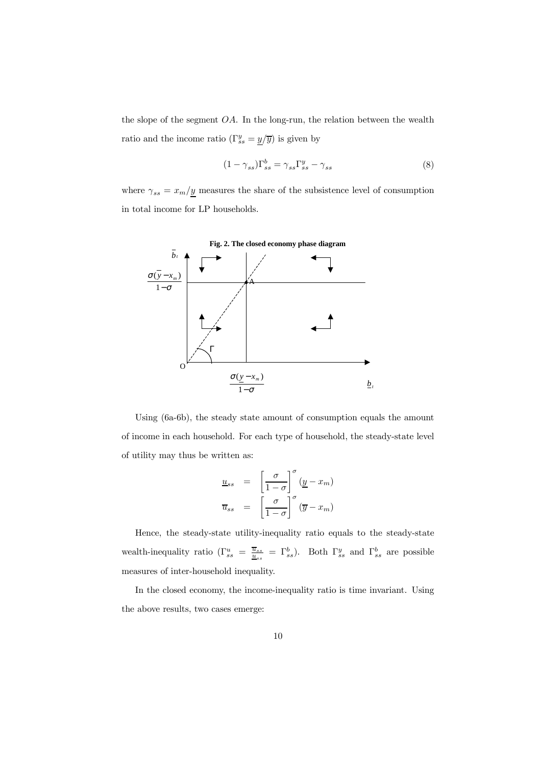the slope of the segment $OA$. In the long-run, the relation between the wealth ratio and the income ratio ($\Gamma^y_{ss} = \underline{y}/\overline{y}$) is given by

$$(1 - \gamma_{ss})\Gamma^b_{ss} = \gamma_{ss}\Gamma^y_{ss} - \gamma_{ss} \tag{8}$$

where $\gamma_{ss} = x_m/\underline{y}$ measures the share of the subsistence level of consumption in total income for LP households.

**Fig. 2. The closed economy phase diagram**

Using (6a-6b), the steady state amount of consumption equals the amount of income in each household. For each type of household, the steady-state level of utility may thus be written as:

$$\underline{u}_{ss} = \left[\frac{\sigma}{1-\sigma}\right]^{\sigma} (\underline{y} - x_m)$$

$$\overline{u}_{ss} = \left[\frac{\sigma}{1-\sigma}\right]^{\sigma} (\overline{y} - x_m)$$

Hence, the steady-state utility-inequality ratio equals to the steady-state wealth-inequality ratio ($\Gamma^u_{ss} = \frac{\overline{u}_{ss}}{\underline{u}_{ss}} = \Gamma^b_{ss}$). Both $\Gamma^y_{ss}$ and $\Gamma^b_{ss}$ are possible measures of inter-household inequality.

In the closed economy, the income-inequality ratio is time invariant. Using the above results, two cases emerge: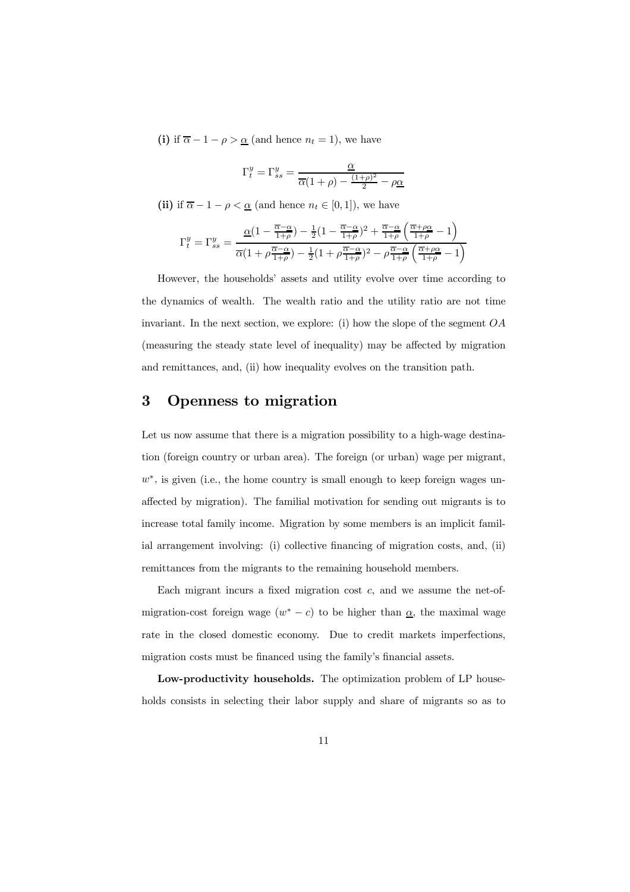**(i)** if $\overline{\alpha} - 1 - \rho > \underline{\alpha}$ (and hence $n_t = 1$), we have

$$\Gamma_t^y = \Gamma_{ss}^y = \frac{\underline{\alpha}}{\overline{\alpha}(1+\rho) - \frac{(1+\rho)^2}{2} - \rho\underline{\alpha}}$$

**(ii)** if $\overline{\alpha} - 1 - \rho < \underline{\alpha}$ (and hence $n_t \in [0,1]$), we have

$$\Gamma_t^y = \Gamma_{ss}^y = \frac{\underline{\alpha}(1 - \frac{\overline{\alpha}-\underline{\alpha}}{1+\rho}) - \frac{1}{2}(1 - \frac{\overline{\alpha}-\underline{\alpha}}{1+\rho})^2 + \frac{\overline{\alpha}-\underline{\alpha}}{1+\rho}\left(\frac{\overline{\alpha}+\rho\underline{\alpha}}{1+\rho} - 1\right)}{\overline{\alpha}(1 + \rho\frac{\overline{\alpha}-\underline{\alpha}}{1+\rho}) - \frac{1}{2}(1 + \rho\frac{\overline{\alpha}-\underline{\alpha}}{1+\rho})^2 - \rho\frac{\overline{\alpha}-\underline{\alpha}}{1+\rho}\left(\frac{\overline{\alpha}+\rho\underline{\alpha}}{1+\rho} - 1\right)}$$

However, the households' assets and utility evolve over time according to the dynamics of wealth. The wealth ratio and the utility ratio are not time invariant. In the next section, we explore: (i) how the slope of the segment $OA$ (measuring the steady state level of inequality) may be affected by migration and remittances, and, (ii) how inequality evolves on the transition path.

# 3 Openness to migration

Let us now assume that there is a migration possibility to a high-wage destination (foreign country or urban area). The foreign (or urban) wage per migrant, $w^*$, is given (i.e., the home country is small enough to keep foreign wages unaffected by migration). The familial motivation for sending out migrants is to increase total family income. Migration by some members is an implicit familial arrangement involving: (i) collective financing of migration costs, and, (ii) remittances from the migrants to the remaining household members.

Each migrant incurs a fixed migration cost $c$, and we assume the net-of-migration-cost foreign wage $(w^* - c)$ to be higher than $\underline{\alpha}$, the maximal wage rate in the closed domestic economy. Due to credit markets imperfections, migration costs must be financed using the family's financial assets.

**Low-productivity households.** The optimization problem of LP households consists in selecting their labor supply and share of migrants so as to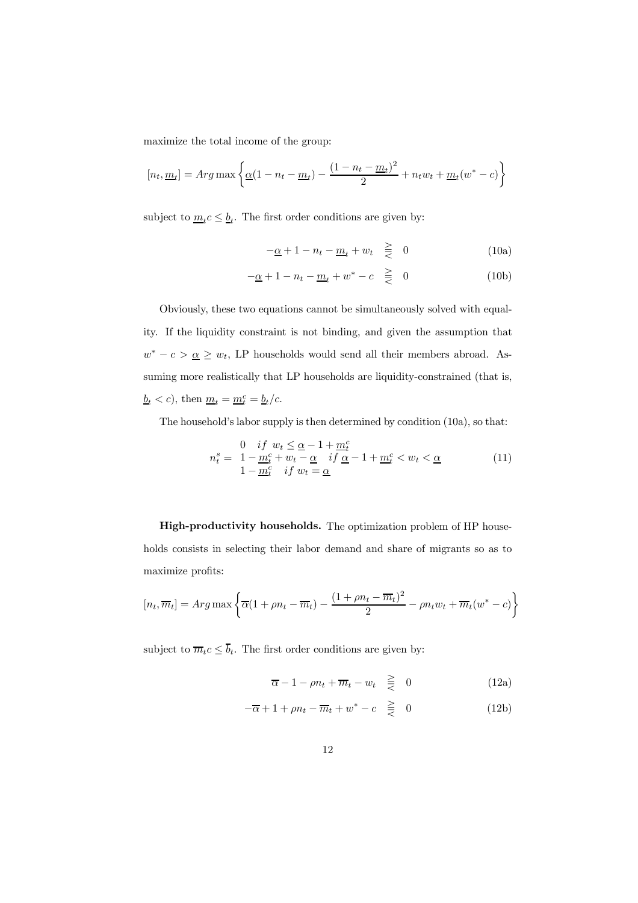maximize the total income of the group:

$$[n_t, \underline{m}_t] = Arg\max\left\{\underline{\alpha}(1 - n_t - \underline{m}_t) - \frac{(1 - n_t - \underline{m}_t)^2}{2} + n_t w_t + \underline{m}_t(w^* - c)\right\}$$

subject to $\underline{m}_t c \leq \underline{b}_t$. The first order conditions are given by:

$$-\underline{\alpha} + 1 - n_t - \underline{m}_t + w_t \quad \gtreqless \quad 0 \tag{10a}$$

$$-\underline{\alpha} + 1 - n_t - \underline{m}_t + w^* - c \quad \gtreqless \quad 0 \tag{10b}$$

Obviously, these two equations cannot be simultaneously solved with equality. If the liquidity constraint is not binding, and given the assumption that $w^* - c > \underline{\alpha} \geq w_t$, LP households would send all their members abroad. Assuming more realistically that LP households are liquidity-constrained (that is, $\underline{b}_t < c$), then $\underline{m}_t = \underline{m}_t^c = \underline{b}_t / c$.

The household's labor supply is then determined by condition (10a), so that:

$$n_t^s = \begin{array}{ll} 0 & if\ w_t \leq \underline{\alpha} - 1 + \underline{m}_t^c \\ 1 - \underline{m}_t^c + w_t - \underline{\alpha} & if\ \underline{\alpha} - 1 + \underline{m}_t^c < w_t < \underline{\alpha} \\ 1 - \underline{m}_t^c & if\ w_t = \underline{\alpha} \end{array} \tag{11}$$

**High-productivity households.** The optimization problem of HP households consists in selecting their labor demand and share of migrants so as to maximize profits:

$$[n_t, \overline{m}_t] = Arg\max\left\{\overline{\alpha}(1 + \rho n_t - \overline{m}_t) - \frac{(1 + \rho n_t - \overline{m}_t)^2}{2} - \rho n_t w_t + \overline{m}_t(w^* - c)\right\}$$

subject to $\overline{m}_t c \leq \overline{b}_t$. The first order conditions are given by:

$$\overline{\alpha} - 1 - \rho n_t + \overline{m}_t - w_t \quad \gtreqless \quad 0 \tag{12a}$$

$$-\overline{\alpha} + 1 + \rho n_t - \overline{m}_t + w^* - c \quad \gtreqless \quad 0 \tag{12b}$$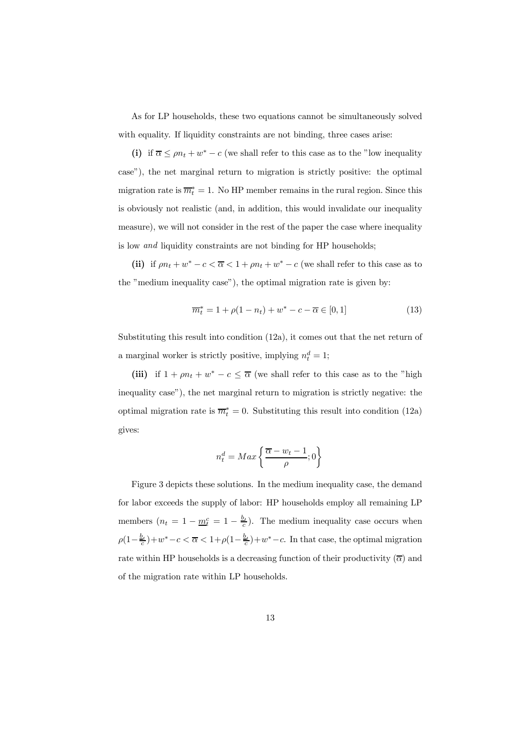As for LP households, these two equations cannot be simultaneously solved with equality. If liquidity constraints are not binding, three cases arise:

**(i)** if $\overline{\alpha} \leq \rho n_t + w^* - c$ (we shall refer to this case as to the "low inequality case"), the net marginal return to migration is strictly positive: the optimal migration rate is $\overline{m}_t^* = 1$. No HP member remains in the rural region. Since this is obviously not realistic (and, in addition, this would invalidate our inequality measure), we will not consider in the rest of the paper the case where inequality is low *and* liquidity constraints are not binding for HP households;

**(ii)** if $\rho n_t + w^* - c < \overline{\alpha} < 1 + \rho n_t + w^* - c$ (we shall refer to this case as to the "medium inequality case"), the optimal migration rate is given by:

$$\overline{m}_t^* = 1 + \rho(1 - n_t) + w^* - c - \overline{\alpha} \in [0, 1] \tag{13}$$

Substituting this result into condition (12a), it comes out that the net return of a marginal worker is strictly positive, implying $n_t^d = 1$;

**(iii)** if $1 + \rho n_t + w^* - c \leq \overline{\alpha}$ (we shall refer to this case as to the "high inequality case"), the net marginal return to migration is strictly negative: the optimal migration rate is $\overline{m}_t^* = 0$. Substituting this result into condition (12a) gives:

$$n_t^d = Max\left\{\frac{\overline{\alpha} - w_t - 1}{\rho}; 0\right\}$$

Figure 3 depicts these solutions. In the medium inequality case, the demand for labor exceeds the supply of labor: HP households employ all remaining LP members ($n_t = 1 - \underline{m}_t^c = 1 - \frac{b_t}{c}$). The medium inequality case occurs when $\rho(1-\frac{b_t}{c}) + w^* - c < \overline{\alpha} < 1 + \rho(1-\frac{b_t}{c}) + w^* - c$. In that case, the optimal migration rate within HP households is a decreasing function of their productivity ($\overline{\alpha}$) and of the migration rate within LP households.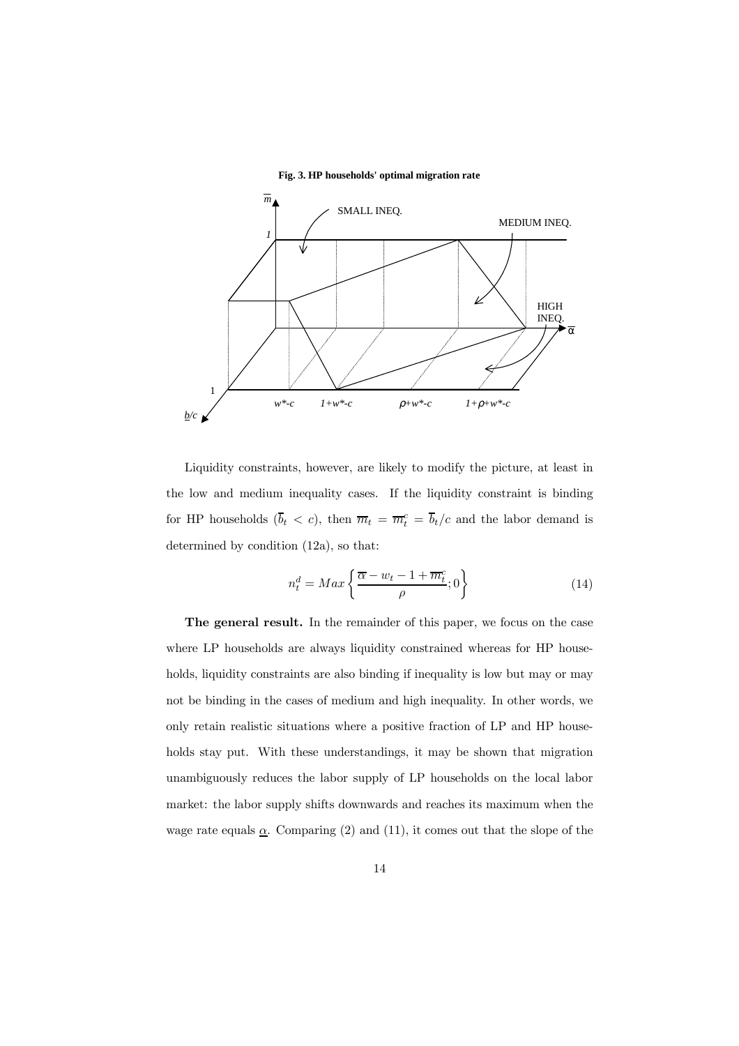**Fig. 3. HP households' optimal migration rate**

Liquidity constraints, however, are likely to modify the picture, at least in the low and medium inequality cases. If the liquidity constraint is binding for HP households ($\overline{b}_t < c$), then $\overline{m}_t = \overline{m}_t^c = \overline{b}_t/c$ and the labor demand is determined by condition (12a), so that:

$$n_t^d = Max\left\{\frac{\overline{\alpha} - w_t - 1 + \overline{m}_t^c}{\rho}; 0\right\} \tag{14}$$

**The general result.** In the remainder of this paper, we focus on the case where LP households are always liquidity constrained whereas for HP households, liquidity constraints are also binding if inequality is low but may or may not be binding in the cases of medium and high inequality. In other words, we only retain realistic situations where a positive fraction of LP and HP households stay put. With these understandings, it may be shown that migration unambiguously reduces the labor supply of LP households on the local labor market: the labor supply shifts downwards and reaches its maximum when the wage rate equals $\underline{\alpha}$. Comparing (2) and (11), it comes out that the slope of the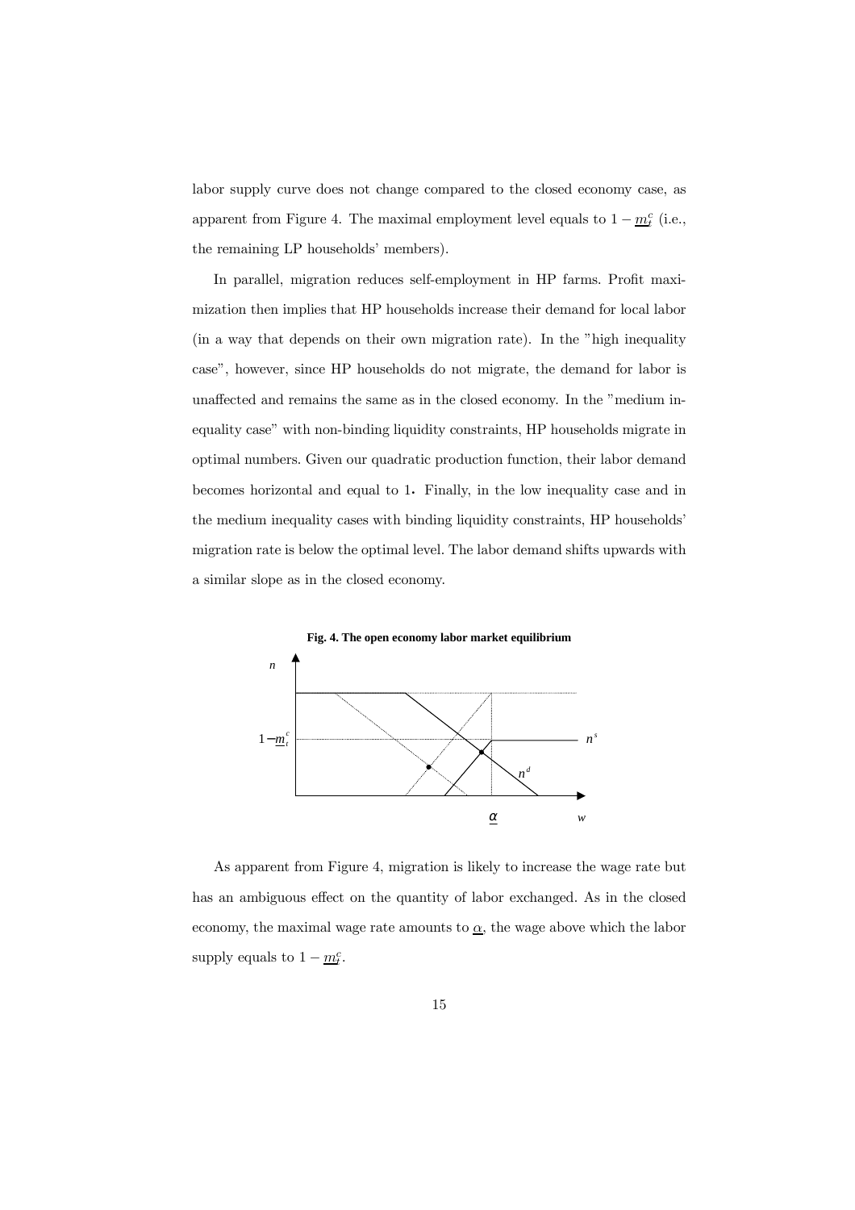labor supply curve does not change compared to the closed economy case, as apparent from Figure 4. The maximal employment level equals to $1 - \underline{m}_l^c$ (i.e., the remaining LP households' members).

In parallel, migration reduces self-employment in HP farms. Profit maximization then implies that HP households increase their demand for local labor (in a way that depends on their own migration rate). In the "high inequality case", however, since HP households do not migrate, the demand for labor is unaffected and remains the same as in the closed economy. In the "medium inequality case" with non-binding liquidity constraints, HP households migrate in optimal numbers. Given our quadratic production function, their labor demand becomes horizontal and equal to 1. Finally, in the low inequality case and in the medium inequality cases with binding liquidity constraints, HP households' migration rate is below the optimal level. The labor demand shifts upwards with a similar slope as in the closed economy.

**Fig. 4. The open economy labor market equilibrium**

As apparent from Figure 4, migration is likely to increase the wage rate but has an ambiguous effect on the quantity of labor exchanged. As in the closed economy, the maximal wage rate amounts to $\underline{\alpha}$, the wage above which the labor supply equals to $1 - \underline{m}_l^c$.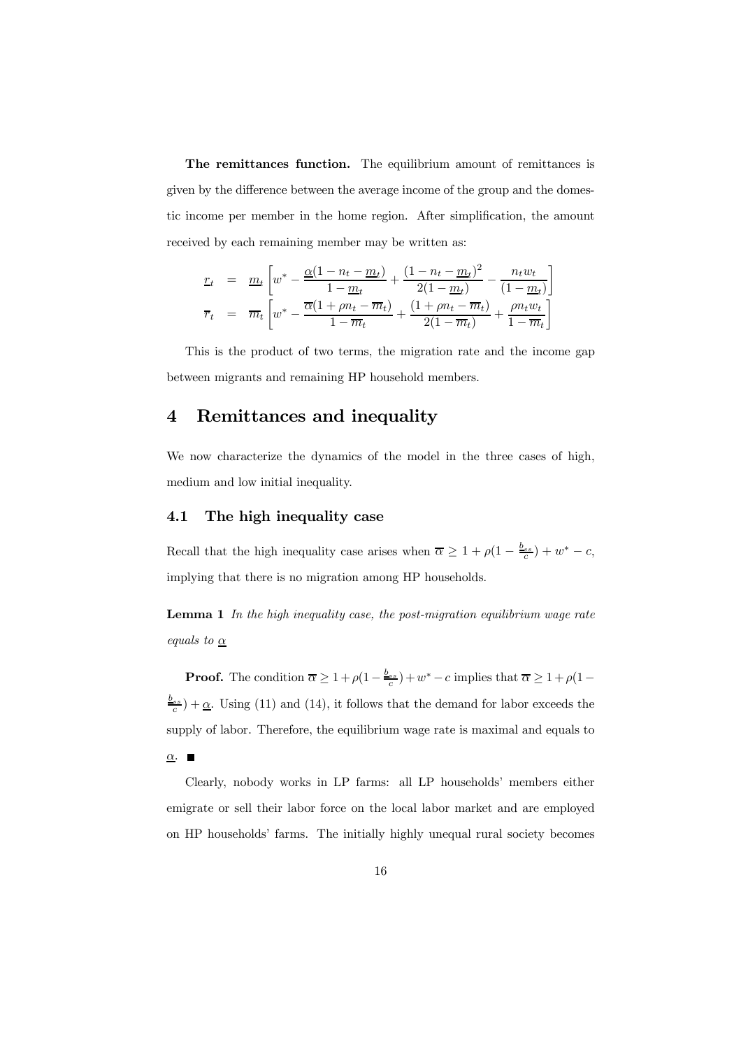**The remittances function.** The equilibrium amount of remittances is given by the difference between the average income of the group and the domestic income per member in the home region. After simplification, the amount received by each remaining member may be written as:

$$
\begin{aligned}
\underline{r}_t &= \underline{m}_t \left[ w^* - \frac{\underline{\alpha}(1 - n_t - \underline{m}_t)}{1 - \underline{m}_t} + \frac{(1 - n_t - \underline{m}_t)^2}{2(1 - \underline{m}_t)} - \frac{n_t w_t}{(1 - \underline{m}_t)} \right] \\
\overline{r}_t &= \overline{m}_t \left[ w^* - \frac{\overline{\alpha}(1 + \rho n_t - \overline{m}_t)}{1 - \overline{m}_t} + \frac{(1 + \rho n_t - \overline{m}_t)}{2(1 - \overline{m}_t)} + \frac{\rho n_t w_t}{1 - \overline{m}_t} \right]
\end{aligned}
$$

This is the product of two terms, the migration rate and the income gap between migrants and remaining HP household members.

# 4 Remittances and inequality

We now characterize the dynamics of the model in the three cases of high, medium and low initial inequality.

## 4.1 The high inequality case

Recall that the high inequality case arises when $\overline{\alpha} \geq 1 + \rho(1 - \frac{b_{ss}}{c}) + w^* - c$, implying that there is no migration among HP households.

**Lemma 1** *In the high inequality case, the post-migration equilibrium wage rate equals to* $\underline{\alpha}$

**Proof.** The condition $\overline{\alpha} \geq 1 + \rho(1 - \frac{b_{ss}}{c}) + w^* - c$ implies that $\overline{\alpha} \geq 1 + \rho(1 - \frac{b_{ss}}{c}) + \underline{\alpha}$. Using (11) and (14), it follows that the demand for labor exceeds the supply of labor. Therefore, the equilibrium wage rate is maximal and equals to $\underline{\alpha}$. ■

Clearly, nobody works in LP farms: all LP households' members either emigrate or sell their labor force on the local labor market and are employed on HP households' farms. The initially highly unequal rural society becomes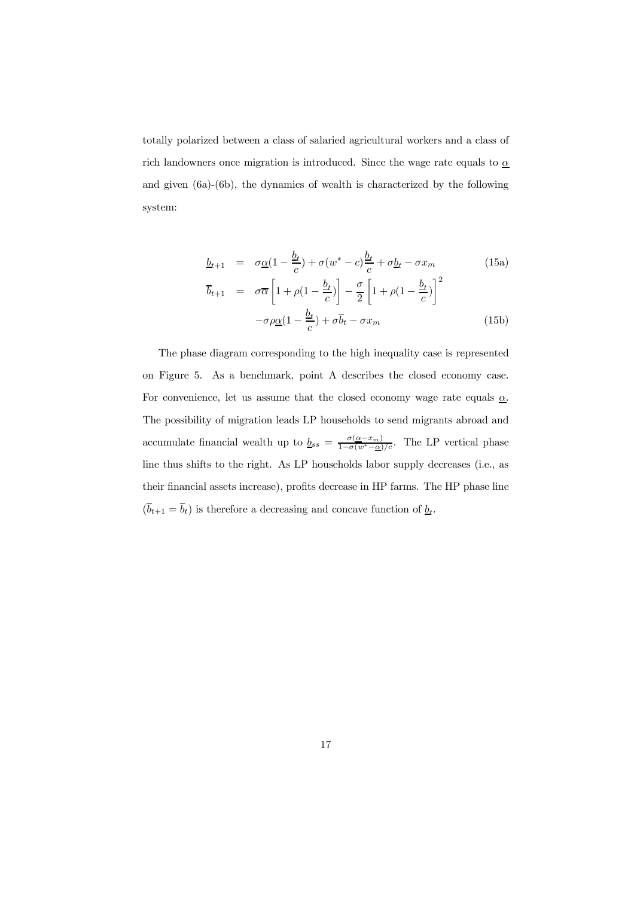totally polarized between a class of salaried agricultural workers and a class of rich landowners once migration is introduced. Since the wage rate equals to $\underline{\alpha}$ and given (6a)-(6b), the dynamics of wealth is characterized by the following system:

$$\underline{b}_{t+1} = \sigma\underline{\alpha}(1 - \frac{\underline{b}_t}{c}) + \sigma(w^* - c)\frac{\underline{b}_t}{c} + \sigma\underline{b}_t - \sigma x_m \tag{15a}$$

$$\overline{b}_{t+1} = \sigma\overline{\alpha}\left[1 + \rho(1 - \frac{\underline{b}_t}{c})\right] - \frac{\sigma}{2}\left[1 + \rho(1 - \frac{\underline{b}_t}{c})\right]^2 - \sigma\rho\underline{\alpha}(1 - \frac{\underline{b}_t}{c}) + \sigma\overline{b}_t - \sigma x_m \tag{15b}$$

The phase diagram corresponding to the high inequality case is represented on Figure 5. As a benchmark, point A describes the closed economy case. For convenience, let us assume that the closed economy wage rate equals $\underline{\alpha}$. The possibility of migration leads LP households to send migrants abroad and accumulate financial wealth up to $\underline{b}_{ss} = \frac{\sigma(\underline{\alpha} - x_m)}{1 - \sigma(w^* - \underline{\alpha})/c}$. The LP vertical phase line thus shifts to the right. As LP households labor supply decreases (i.e., as their financial assets increase), profits decrease in HP farms. The HP phase line ($\overline{b}_{t+1} = \overline{b}_t$) is therefore a decreasing and concave function of $\underline{b}_t$.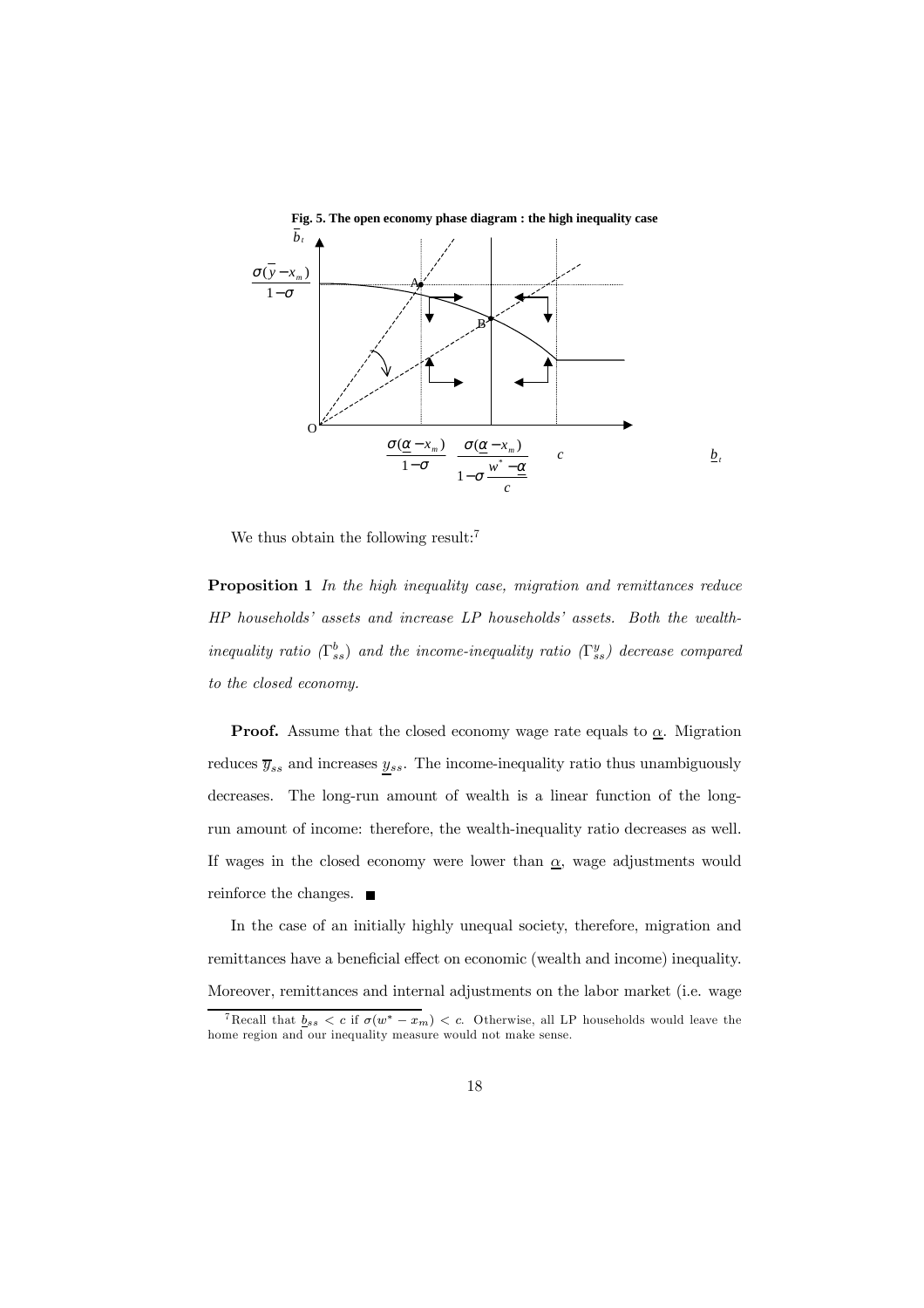**Fig. 5. The open economy phase diagram : the high inequality case**

We thus obtain the following result:[7]

**Proposition 1** *In the high inequality case, migration and remittances reduce HP households' assets and increase LP households' assets. Both the wealth-inequality ratio ($\Gamma_{ss}^{b}$) and the income-inequality ratio ($\Gamma_{ss}^{y}$) decrease compared to the closed economy.*

**Proof.** Assume that the closed economy wage rate equals to $\underline{\alpha}$. Migration reduces $\overline{y}_{ss}$ and increases $\underline{y}_{ss}$. The income-inequality ratio thus unambiguously decreases. The long-run amount of wealth is a linear function of the long-run amount of income: therefore, the wealth-inequality ratio decreases as well. If wages in the closed economy were lower than $\underline{\alpha}$, wage adjustments would reinforce the changes. ■

In the case of an initially highly unequal society, therefore, migration and remittances have a beneficial effect on economic (wealth and income) inequality. Moreover, remittances and internal adjustments on the labor market (i.e. wage

[7] Recall that $\underline{b}_{ss} < c$ if $\sigma(w^* - x_m) < c$. Otherwise, all LP households would leave the home region and our inequality measure would not make sense.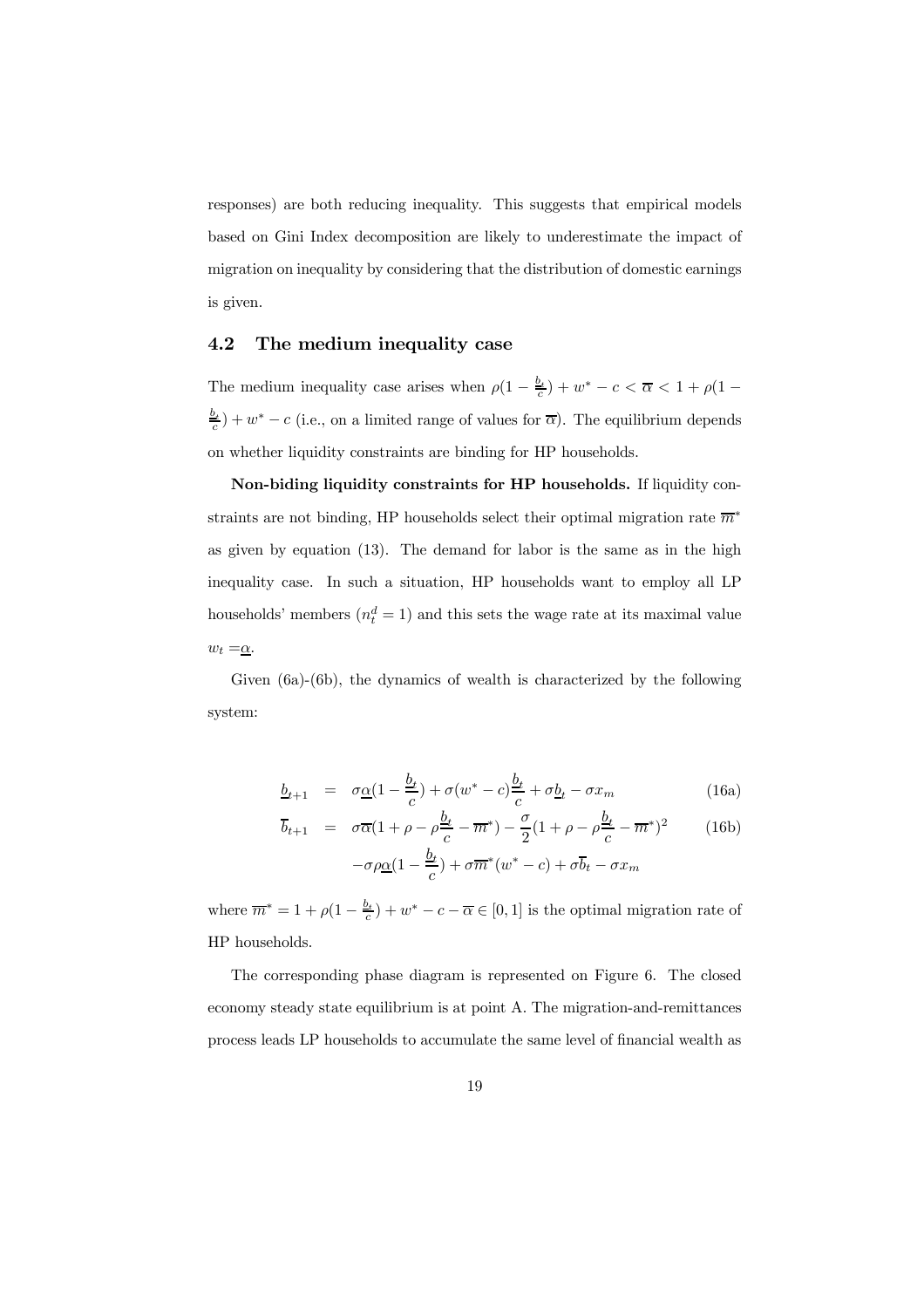responses) are both reducing inequality. This suggests that empirical models based on Gini Index decomposition are likely to underestimate the impact of migration on inequality by considering that the distribution of domestic earnings is given.

## 4.2 The medium inequality case

The medium inequality case arises when $\rho(1-\frac{\underline{b}_t}{c})+w^*-c<\overline{\alpha}<1+\rho(1-\frac{\underline{b}_t}{c})+w^*-c$ (i.e., on a limited range of values for $\overline{\alpha}$). The equilibrium depends on whether liquidity constraints are binding for HP households.

**Non-biding liquidity constraints for HP households.** If liquidity constraints are not binding, HP households select their optimal migration rate $\overline{m}^*$ as given by equation (13). The demand for labor is the same as in the high inequality case. In such a situation, HP households want to employ all LP households' members ($n_t^d=1$) and this sets the wage rate at its maximal value $w_t=\underline{\alpha}$.

Given (6a)-(6b), the dynamics of wealth is characterized by the following system:

$$
\underline{b}_{t+1} = \sigma\underline{\alpha}(1-\frac{\underline{b}_t}{c})+\sigma(w^*-c)\frac{\underline{b}_t}{c}+\sigma\underline{b}_t-\sigma x_m \tag{16a}
$$

$$
\begin{aligned}
\overline{b}_{t+1} = {} & \sigma\overline{\alpha}(1+\rho-\rho\frac{\underline{b}_t}{c}-\overline{m}^*)-\frac{\sigma}{2}(1+\rho-\rho\frac{\underline{b}_t}{c}-\overline{m}^*)^2 \\
& -\sigma\rho\underline{\alpha}(1-\frac{\underline{b}_t}{c})+\sigma\overline{m}^*(w^*-c)+\sigma\overline{b}_t-\sigma x_m
\end{aligned} \tag{16b}
$$

where $\overline{m}^*=1+\rho(1-\frac{\underline{b}_t}{c})+w^*-c-\overline{\alpha}\in[0,1]$ is the optimal migration rate of HP households.

The corresponding phase diagram is represented on Figure 6. The closed economy steady state equilibrium is at point A. The migration-and-remittances process leads LP households to accumulate the same level of financial wealth as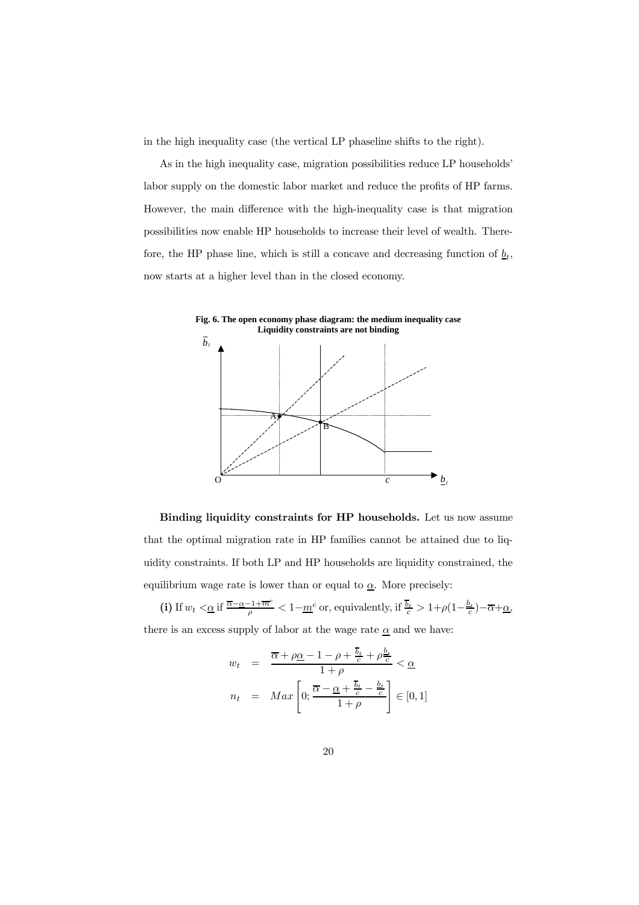in the high inequality case (the vertical LP phaseline shifts to the right).

As in the high inequality case, migration possibilities reduce LP households' labor supply on the domestic labor market and reduce the profits of HP farms. However, the main difference with the high-inequality case is that migration possibilities now enable HP households to increase their level of wealth. Therefore, the HP phase line, which is still a concave and decreasing function of $\underline{b}_t$, now starts at a higher level than in the closed economy.

**Fig. 6. The open economy phase diagram: the medium inequality case**
**Liquidity constraints are not binding**

**Binding liquidity constraints for HP households.** Let us now assume that the optimal migration rate in HP families cannot be attained due to liquidity constraints. If both LP and HP households are liquidity constrained, the equilibrium wage rate is lower than or equal to $\underline{\alpha}$. More precisely:

**(i)** If $w_t < \underline{\alpha}$ if $\frac{\overline{\alpha}-\underline{\alpha}-1+\overline{m}^c}{\rho} < 1-\underline{m}^c$ or, equivalently, if $\frac{\overline{b}_t}{c} > 1+\rho(1-\frac{\underline{b}_t}{c})-\overline{\alpha}+\underline{\alpha}$, there is an excess supply of labor at the wage rate $\underline{\alpha}$ and we have:

$$
\begin{aligned}
w_t &= \frac{\overline{\alpha}+\rho\underline{\alpha}-1-\rho+\frac{\overline{b}_t}{c}+\rho\frac{\underline{b}_t}{c}}{1+\rho} < \underline{\alpha} \\
n_t &= Max\left[0; \frac{\overline{\alpha}-\underline{\alpha}+\frac{\overline{b}_t}{c}-\frac{\underline{b}_t}{c}}{1+\rho}\right] \in [0,1]
\end{aligned}
$$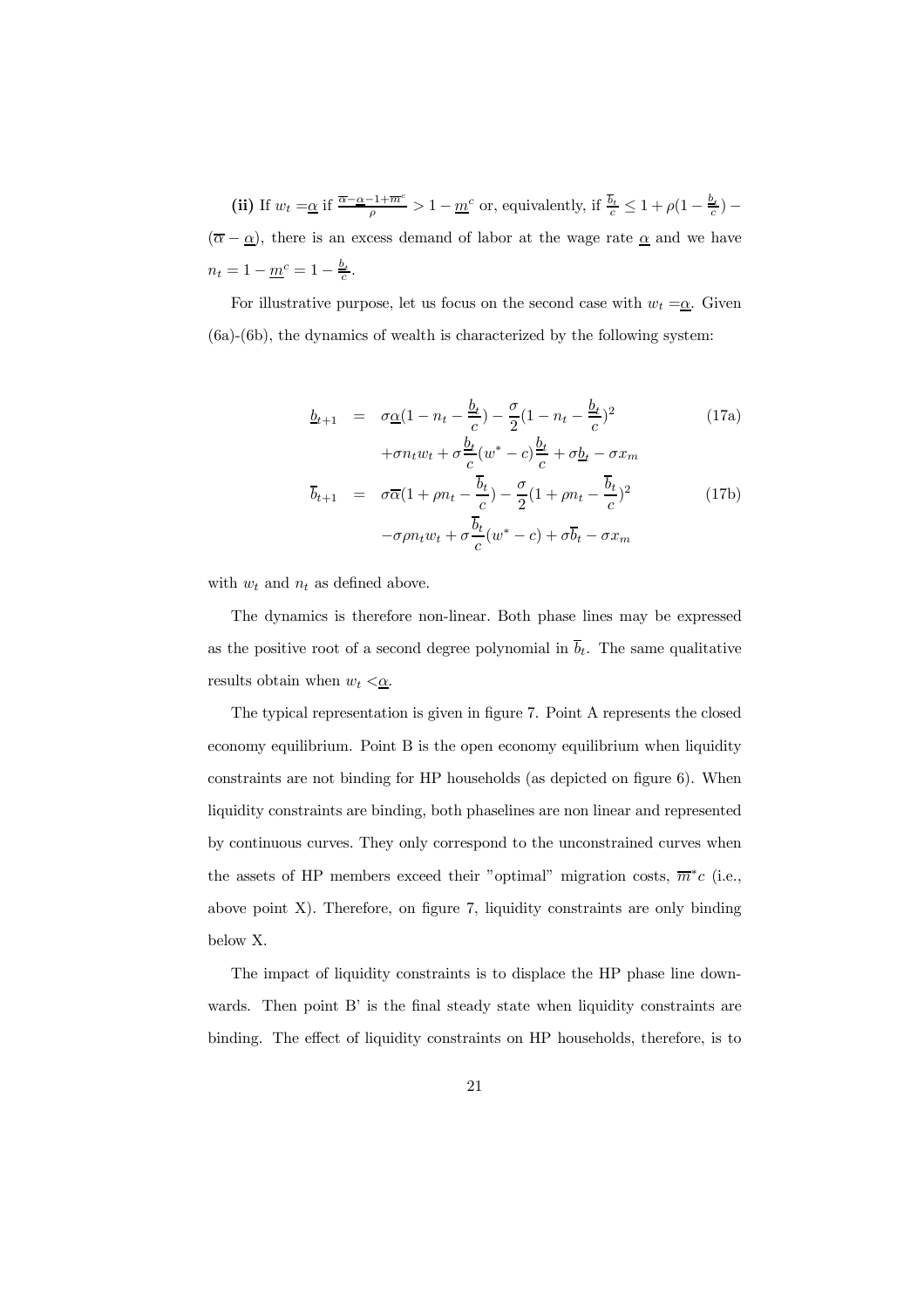**(ii)** If $w_t = \underline{\alpha}$ if $\frac{\overline{\alpha}-\underline{\alpha}-1+\overline{m}^c}{\rho} > 1 - \underline{m}^c$ or, equivalently, if $\frac{\overline{b}_t}{c} \leq 1 + \rho(1 - \frac{\underline{b}_t}{c}) - (\overline{\alpha} - \underline{\alpha})$, there is an excess demand of labor at the wage rate $\underline{\alpha}$ and we have $n_t = 1 - \underline{m}^c = 1 - \frac{\underline{b}_t}{c}$.

For illustrative purpose, let us focus on the second case with $w_t = \underline{\alpha}$. Given (6a)-(6b), the dynamics of wealth is characterized by the following system:

$$\begin{aligned}
\underline{b}_{t+1} &= \sigma\underline{\alpha}(1 - n_t - \frac{\underline{b}_t}{c}) - \frac{\sigma}{2}(1 - n_t - \frac{\underline{b}_t}{c})^2 & \text{(17a)}\\
&\quad + \sigma n_t w_t + \sigma\frac{\underline{b}_t}{c}(w^* - c)\frac{\underline{b}_t}{c} + \sigma\underline{b}_t - \sigma x_m & \\
\overline{b}_{t+1} &= \sigma\overline{\alpha}(1 + \rho n_t - \frac{\overline{b}_t}{c}) - \frac{\sigma}{2}(1 + \rho n_t - \frac{\overline{b}_t}{c})^2 & \text{(17b)}\\
&\quad - \sigma\rho n_t w_t + \sigma\frac{\overline{b}_t}{c}(w^* - c) + \sigma\overline{b}_t - \sigma x_m &
\end{aligned}$$

with $w_t$ and $n_t$ as defined above.

The dynamics is therefore non-linear. Both phase lines may be expressed as the positive root of a second degree polynomial in $\overline{b}_t$. The same qualitative results obtain when $w_t < \underline{\alpha}$.

The typical representation is given in figure 7. Point A represents the closed economy equilibrium. Point B is the open economy equilibrium when liquidity constraints are not binding for HP households (as depicted on figure 6). When liquidity constraints are binding, both phaselines are non linear and represented by continuous curves. They only correspond to the unconstrained curves when the assets of HP members exceed their "optimal" migration costs, $\overline{m}^*c$ (i.e., above point X). Therefore, on figure 7, liquidity constraints are only binding below X.

The impact of liquidity constraints is to displace the HP phase line downwards. Then point B' is the final steady state when liquidity constraints are binding. The effect of liquidity constraints on HP households, therefore, is to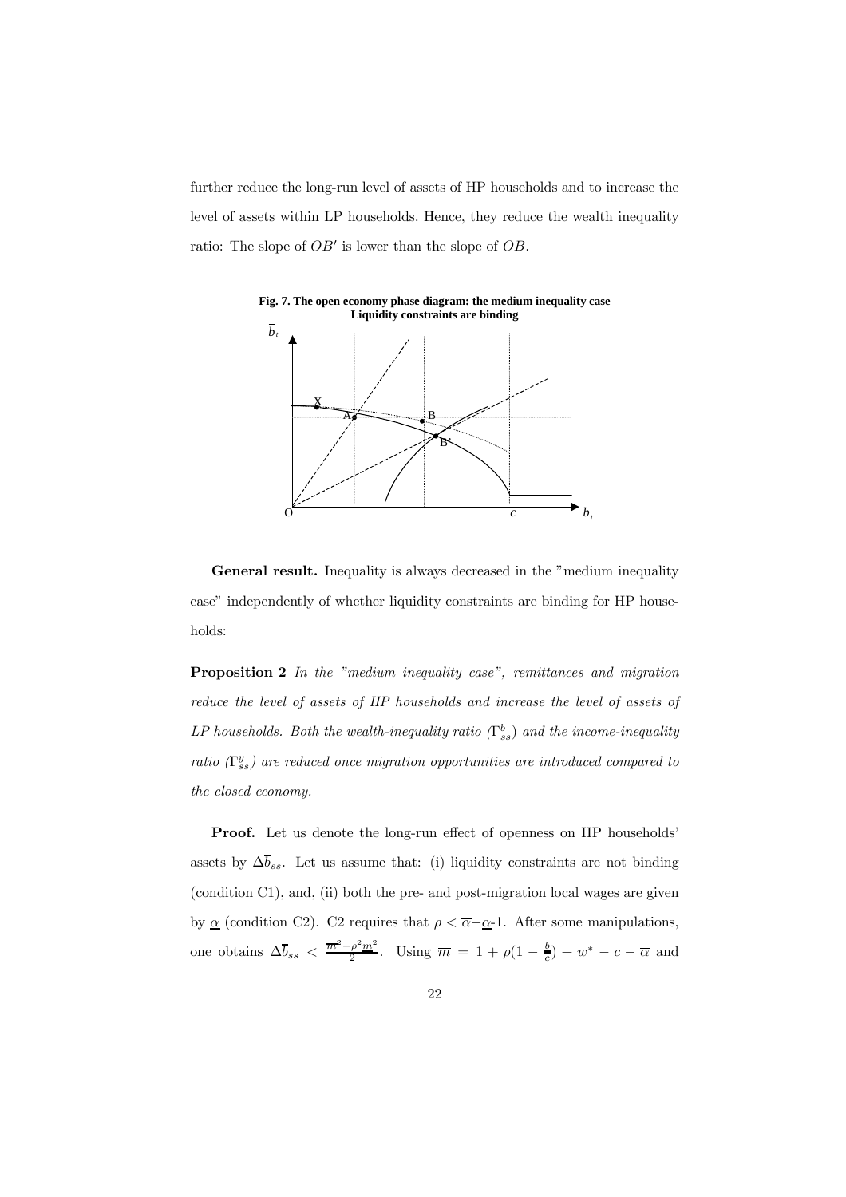further reduce the long-run level of assets of HP households and to increase the level of assets within LP households. Hence, they reduce the wealth inequality ratio: The slope of $OB'$ is lower than the slope of $OB$.

**Fig. 7. The open economy phase diagram: the medium inequality case**
**Liquidity constraints are binding**

**General result.** Inequality is always decreased in the "medium inequality case" independently of whether liquidity constraints are binding for HP households:

**Proposition 2** *In the "medium inequality case", remittances and migration reduce the level of assets of HP households and increase the level of assets of LP households. Both the wealth-inequality ratio ($\Gamma^b_{ss}$) and the income-inequality ratio ($\Gamma^y_{ss}$) are reduced once migration opportunities are introduced compared to the closed economy.*

**Proof.** Let us denote the long-run effect of openness on HP households' assets by $\Delta\overline{b}_{ss}$. Let us assume that: (i) liquidity constraints are not binding (condition C1), and, (ii) both the pre- and post-migration local wages are given by $\underline{\alpha}$ (condition C2). C2 requires that $\rho < \overline{\alpha}-\underline{\alpha}-1$. After some manipulations, one obtains $\Delta\overline{b}_{ss} < \frac{\overline{m}^2-\rho^2\underline{m}^2}{2}$. Using $\overline{m} = 1 + \rho(1-\frac{b}{c}) + w^* - c - \overline{\alpha}$ and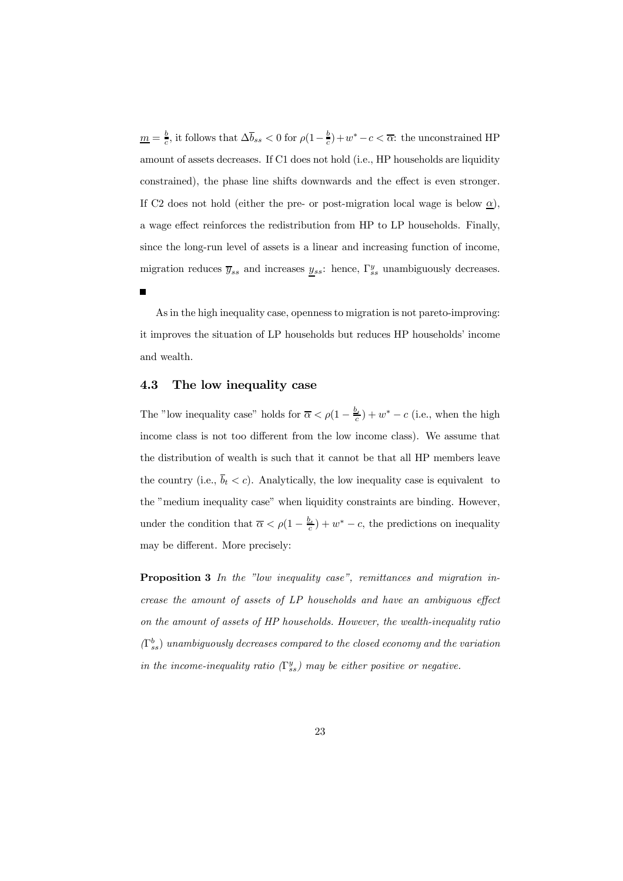$\underline{m} = \frac{b}{c}$, it follows that $\Delta \overline{b}_{ss} < 0$ for $\rho(1-\frac{b}{c}) + w^* - c < \overline{\alpha}$: the unconstrained HP amount of assets decreases. If C1 does not hold (i.e., HP households are liquidity constrained), the phase line shifts downwards and the effect is even stronger. If C2 does not hold (either the pre- or post-migration local wage is below $\underline{\alpha}$), a wage effect reinforces the redistribution from HP to LP households. Finally, since the long-run level of assets is a linear and increasing function of income, migration reduces $\overline{y}_{ss}$ and increases $\underline{y}_{ss}$: hence, $\Gamma^y_{ss}$ unambiguously decreases. ■

As in the high inequality case, openness to migration is not pareto-improving: it improves the situation of LP households but reduces HP households' income and wealth.

### 4.3 The low inequality case

The "low inequality case" holds for $\overline{\alpha} < \rho(1 - \frac{b_t}{c}) + w^* - c$ (i.e., when the high income class is not too different from the low income class). We assume that the distribution of wealth is such that it cannot be that all HP members leave the country (i.e., $\overline{b}_t < c$). Analytically, the low inequality case is equivalent to the "medium inequality case" when liquidity constraints are binding. However, under the condition that $\overline{\alpha} < \rho(1 - \frac{b_t}{c}) + w^* - c$, the predictions on inequality may be different. More precisely:

**Proposition 3** *In the "low inequality case", remittances and migration increase the amount of assets of LP households and have an ambiguous effect on the amount of assets of HP households. However, the wealth-inequality ratio ($\Gamma^b_{ss}$) unambiguously decreases compared to the closed economy and the variation in the income-inequality ratio ($\Gamma^y_{ss}$) may be either positive or negative.*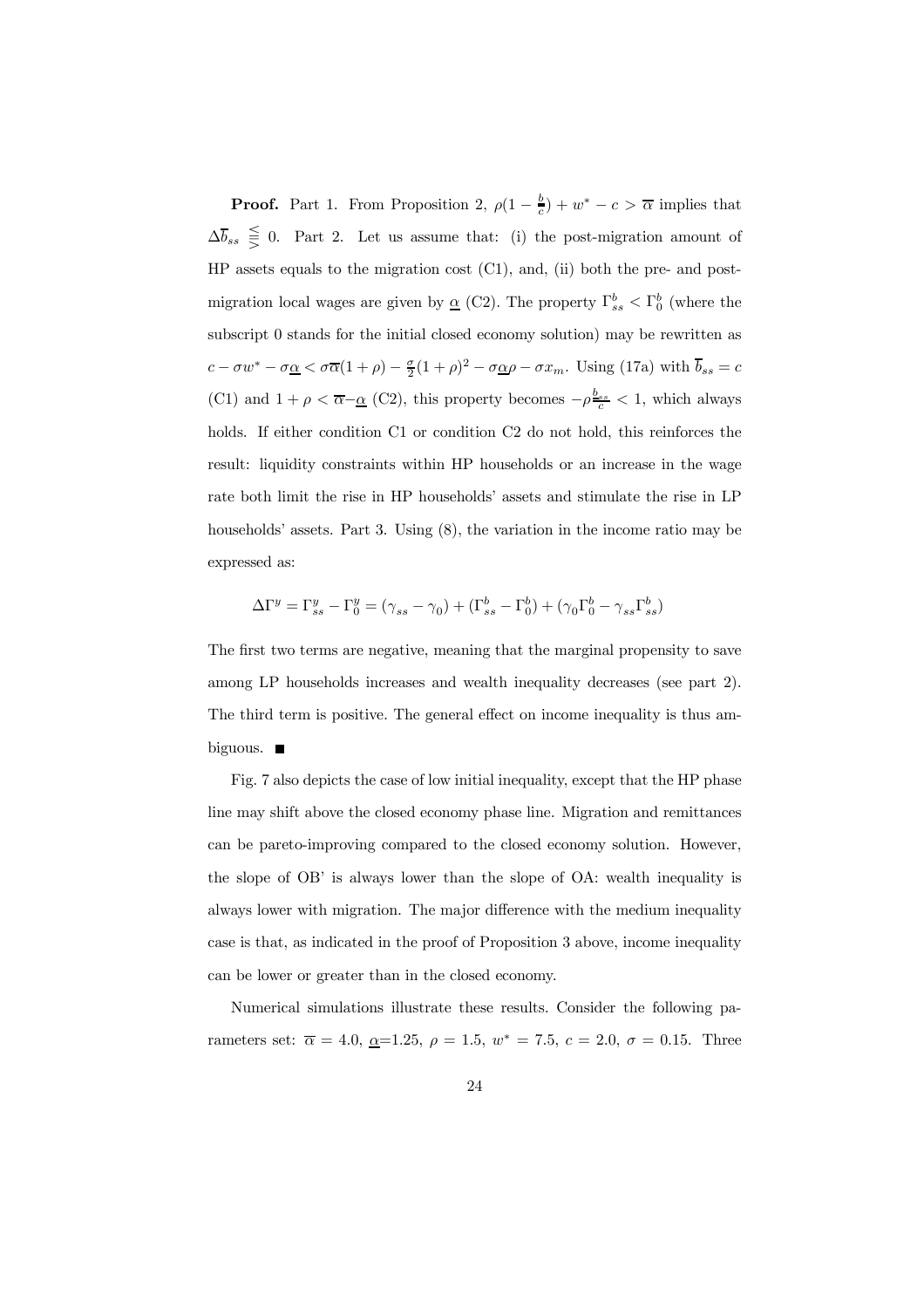**Proof.** Part 1. From Proposition 2, $\rho(1-\frac{b}{c}) + w^* - c > \overline{\alpha}$ implies that $\Delta\overline{b}_{ss} \lesseqgtr 0$. Part 2. Let us assume that: (i) the post-migration amount of HP assets equals to the migration cost (C1), and, (ii) both the pre- and post-migration local wages are given by $\underline{\alpha}$ (C2). The property $\Gamma^b_{ss} < \Gamma^b_0$ (where the subscript 0 stands for the initial closed economy solution) may be rewritten as $c - \sigma w^* - \sigma\underline{\alpha} < \sigma\overline{\alpha}(1+\rho) - \frac{\sigma}{2}(1+\rho)^2 - \sigma\underline{\alpha}\rho - \sigma x_m$. Using (17a) with $\overline{b}_{ss} = c$ (C1) and $1+\rho < \overline{\alpha} - \underline{\alpha}$ (C2), this property becomes $-\rho\frac{\underline{b}_{ss}}{c} < 1$, which always holds. If either condition C1 or condition C2 do not hold, this reinforces the result: liquidity constraints within HP households or an increase in the wage rate both limit the rise in HP households' assets and stimulate the rise in LP households' assets. Part 3. Using (8), the variation in the income ratio may be expressed as:

$$\Delta\Gamma^y = \Gamma^y_{ss} - \Gamma^y_0 = (\gamma_{ss} - \gamma_0) + (\Gamma^b_{ss} - \Gamma^b_0) + (\gamma_0\Gamma^b_0 - \gamma_{ss}\Gamma^b_{ss})$$

The first two terms are negative, meaning that the marginal propensity to save among LP households increases and wealth inequality decreases (see part 2). The third term is positive. The general effect on income inequality is thus ambiguous. ■

Fig. 7 also depicts the case of low initial inequality, except that the HP phase line may shift above the closed economy phase line. Migration and remittances can be pareto-improving compared to the closed economy solution. However, the slope of OB' is always lower than the slope of OA: wealth inequality is always lower with migration. The major difference with the medium inequality case is that, as indicated in the proof of Proposition 3 above, income inequality can be lower or greater than in the closed economy.

Numerical simulations illustrate these results. Consider the following parameters set: $\overline{\alpha} = 4.0$, $\underline{\alpha}$=1.25, $\rho = 1.5$, $w^* = 7.5$, $c = 2.0$, $\sigma = 0.15$. Three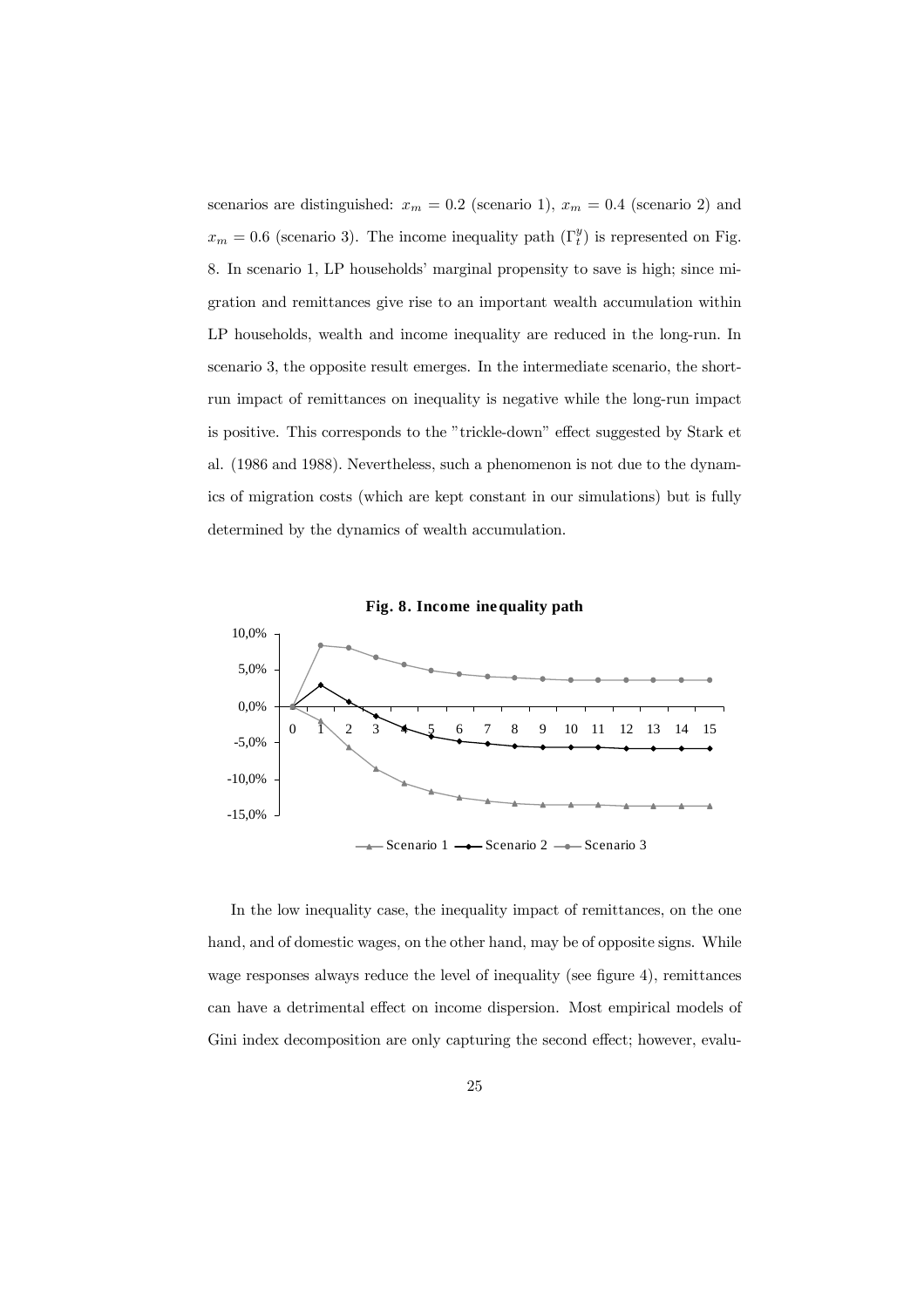scenarios are distinguished: $x_m = 0.2$ (scenario 1), $x_m = 0.4$ (scenario 2) and $x_m = 0.6$ (scenario 3). The income inequality path ($\Gamma_t^y$) is represented on Fig. 8. In scenario 1, LP households' marginal propensity to save is high; since migration and remittances give rise to an important wealth accumulation within LP households, wealth and income inequality are reduced in the long-run. In scenario 3, the opposite result emerges. In the intermediate scenario, the short-run impact of remittances on inequality is negative while the long-run impact is positive. This corresponds to the "trickle-down" effect suggested by Stark et al. (1986 and 1988). Nevertheless, such a phenomenon is not due to the dynamics of migration costs (which are kept constant in our simulations) but is fully determined by the dynamics of wealth accumulation.

**Fig. 8. Income inequality path**

In the low inequality case, the inequality impact of remittances, on the one hand, and of domestic wages, on the other hand, may be of opposite signs. While wage responses always reduce the level of inequality (see figure 4), remittances can have a detrimental effect on income dispersion. Most empirical models of Gini index decomposition are only capturing the second effect; however, evalu-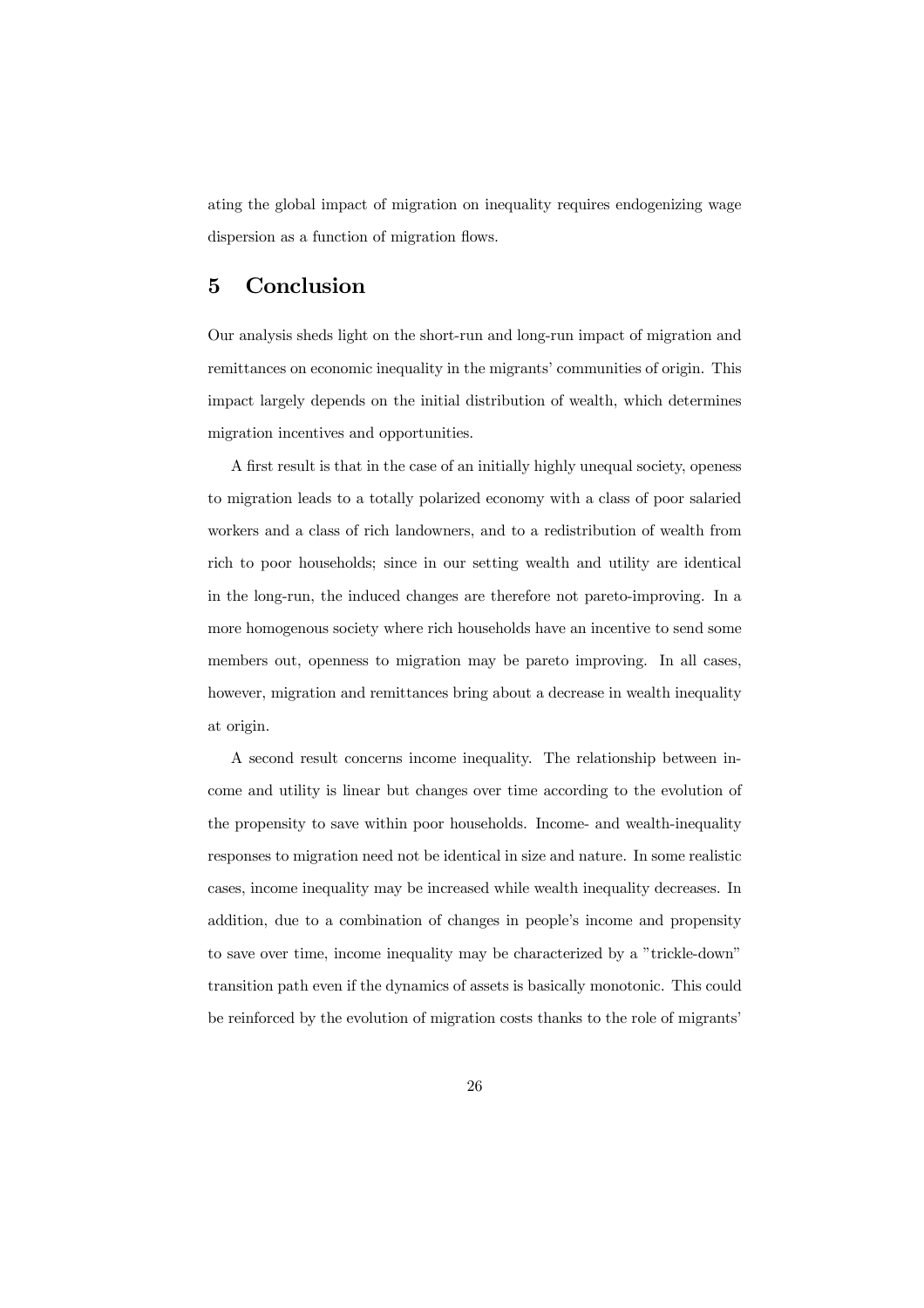ating the global impact of migration on inequality requires endogenizing wage dispersion as a function of migration flows.

## 5 Conclusion

Our analysis sheds light on the short-run and long-run impact of migration and remittances on economic inequality in the migrants' communities of origin. This impact largely depends on the initial distribution of wealth, which determines migration incentives and opportunities.

A first result is that in the case of an initially highly unequal society, openess to migration leads to a totally polarized economy with a class of poor salaried workers and a class of rich landowners, and to a redistribution of wealth from rich to poor households; since in our setting wealth and utility are identical in the long-run, the induced changes are therefore not pareto-improving. In a more homogenous society where rich households have an incentive to send some members out, openness to migration may be pareto improving. In all cases, however, migration and remittances bring about a decrease in wealth inequality at origin.

A second result concerns income inequality. The relationship between income and utility is linear but changes over time according to the evolution of the propensity to save within poor households. Income- and wealth-inequality responses to migration need not be identical in size and nature. In some realistic cases, income inequality may be increased while wealth inequality decreases. In addition, due to a combination of changes in people's income and propensity to save over time, income inequality may be characterized by a "trickle-down" transition path even if the dynamics of assets is basically monotonic. This could be reinforced by the evolution of migration costs thanks to the role of migrants'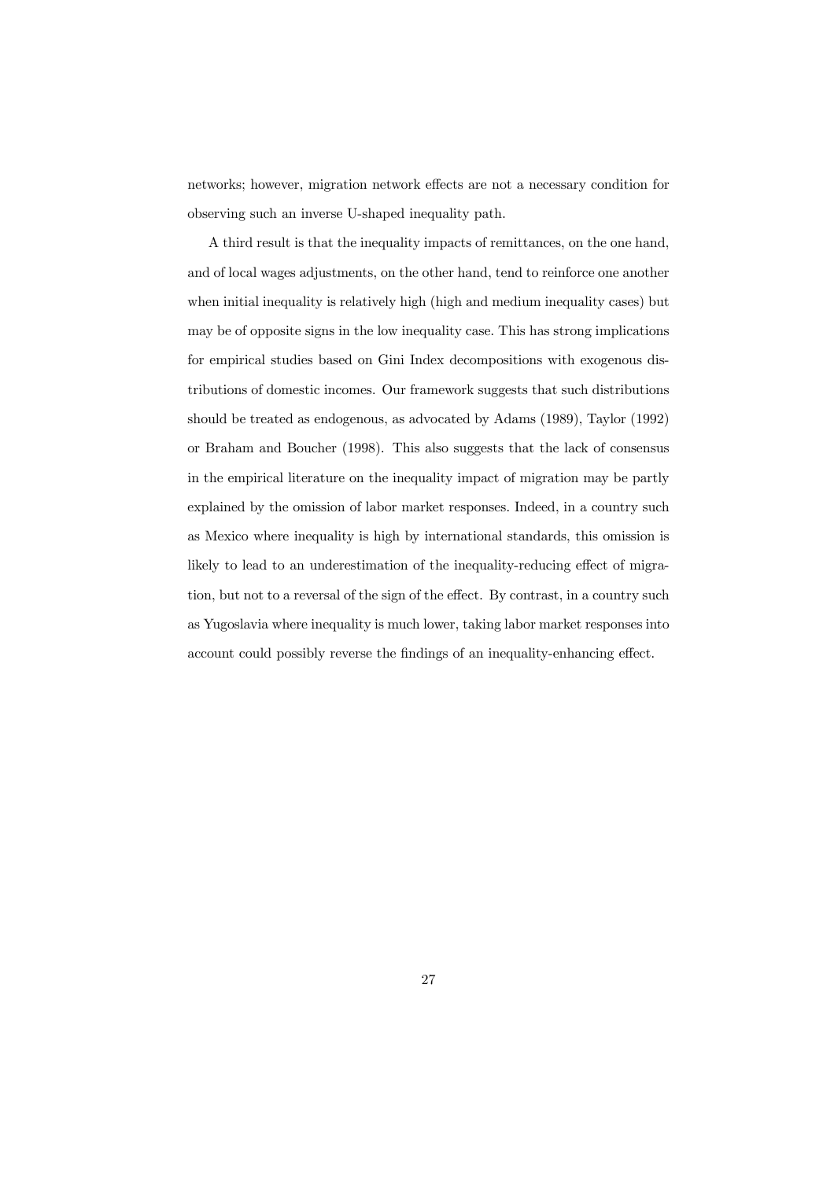networks; however, migration network effects are not a necessary condition for observing such an inverse U-shaped inequality path.

A third result is that the inequality impacts of remittances, on the one hand, and of local wages adjustments, on the other hand, tend to reinforce one another when initial inequality is relatively high (high and medium inequality cases) but may be of opposite signs in the low inequality case. This has strong implications for empirical studies based on Gini Index decompositions with exogenous distributions of domestic incomes. Our framework suggests that such distributions should be treated as endogenous, as advocated by Adams (1989), Taylor (1992) or Braham and Boucher (1998). This also suggests that the lack of consensus in the empirical literature on the inequality impact of migration may be partly explained by the omission of labor market responses. Indeed, in a country such as Mexico where inequality is high by international standards, this omission is likely to lead to an underestimation of the inequality-reducing effect of migration, but not to a reversal of the sign of the effect. By contrast, in a country such as Yugoslavia where inequality is much lower, taking labor market responses into account could possibly reverse the findings of an inequality-enhancing effect.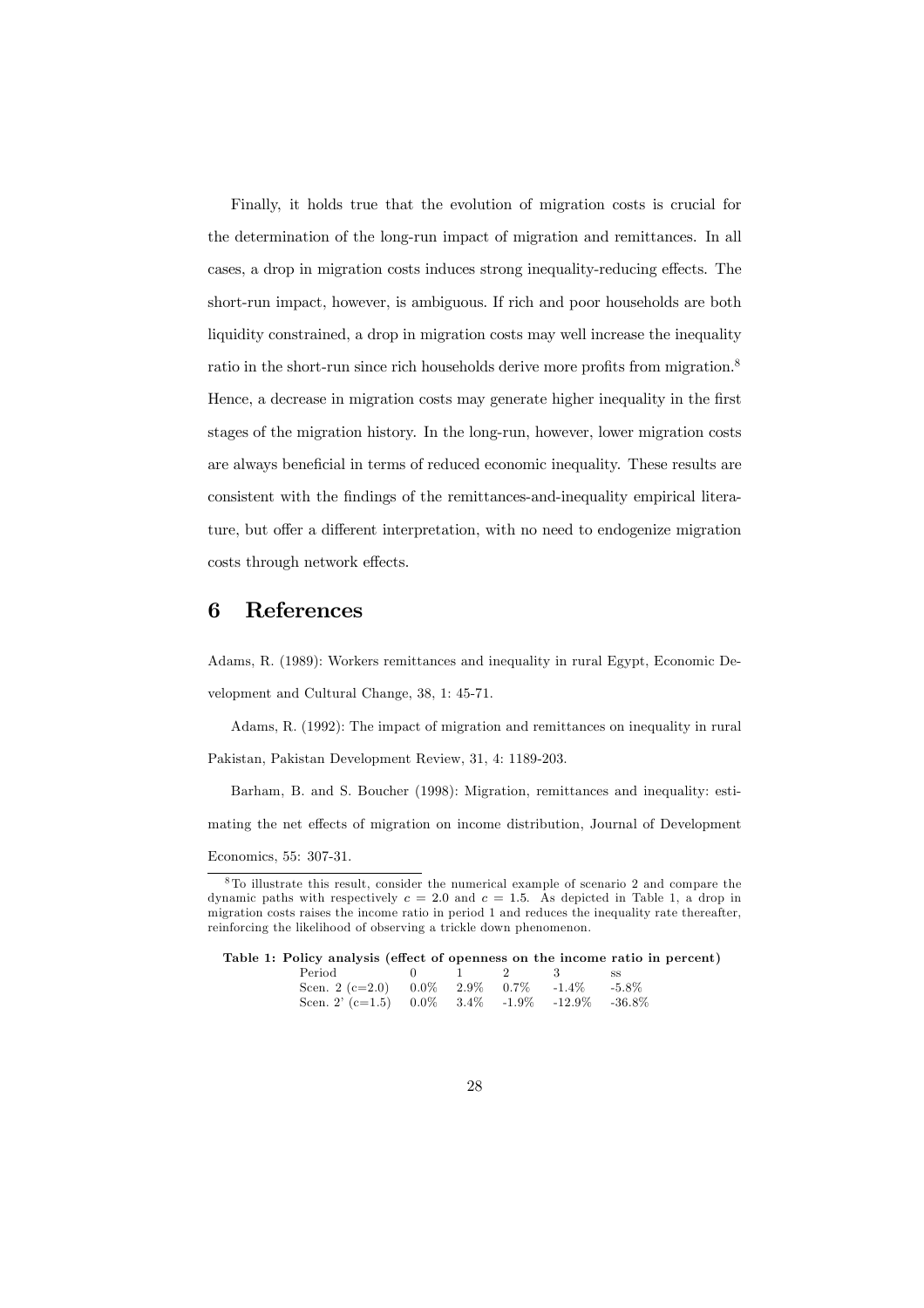Finally, it holds true that the evolution of migration costs is crucial for the determination of the long-run impact of migration and remittances. In all cases, a drop in migration costs induces strong inequality-reducing effects. The short-run impact, however, is ambiguous. If rich and poor households are both liquidity constrained, a drop in migration costs may well increase the inequality ratio in the short-run since rich households derive more profits from migration.[8] Hence, a decrease in migration costs may generate higher inequality in the first stages of the migration history. In the long-run, however, lower migration costs are always beneficial in terms of reduced economic inequality. These results are consistent with the findings of the remittances-and-inequality empirical literature, but offer a different interpretation, with no need to endogenize migration costs through network effects.

# 6 References

Adams, R. (1989): Workers remittances and inequality in rural Egypt, Economic Development and Cultural Change, 38, 1: 45-71.

Adams, R. (1992): The impact of migration and remittances on inequality in rural Pakistan, Pakistan Development Review, 31, 4: 1189-203.

Barham, B. and S. Boucher (1998): Migration, remittances and inequality: estimating the net effects of migration on income distribution, Journal of Development Economics, 55: 307-31.

[8] To illustrate this result, consider the numerical example of scenario 2 and compare the dynamic paths with respectively $c = 2.0$ and $c = 1.5$. As depicted in Table 1, a drop in migration costs raises the income ratio in period 1 and reduces the inequality rate thereafter, reinforcing the likelihood of observing a trickle down phenomenon.

**Table 1: Policy analysis (effect of openness on the income ratio in percent)**

| Period | 0 | 1 | 2 | 3 | ss |
|---|---|---|---|---|---|
| Scen. 2 (c=2.0) | 0.0% | 2.9% | 0.7% | -1.4% | -5.8% |
| Scen. 2' (c=1.5) | 0.0% | 3.4% | -1.9% | -12.9% | -36.8% |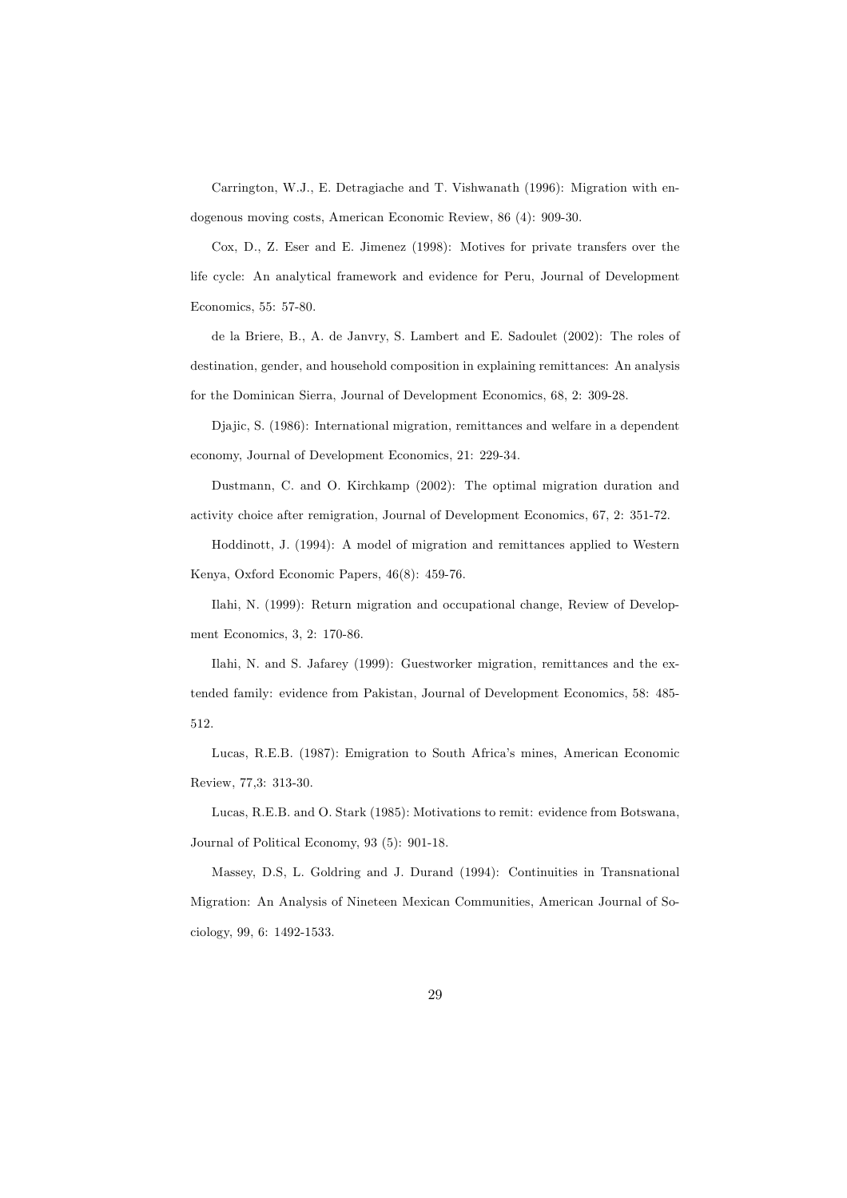Carrington, W.J., E. Detragiache and T. Vishwanath (1996): Migration with endogenous moving costs, American Economic Review, 86 (4): 909-30.

Cox, D., Z. Eser and E. Jimenez (1998): Motives for private transfers over the life cycle: An analytical framework and evidence for Peru, Journal of Development Economics, 55: 57-80.

de la Briere, B., A. de Janvry, S. Lambert and E. Sadoulet (2002): The roles of destination, gender, and household composition in explaining remittances: An analysis for the Dominican Sierra, Journal of Development Economics, 68, 2: 309-28.

Djajic, S. (1986): International migration, remittances and welfare in a dependent economy, Journal of Development Economics, 21: 229-34.

Dustmann, C. and O. Kirchkamp (2002): The optimal migration duration and activity choice after remigration, Journal of Development Economics, 67, 2: 351-72.

Hoddinott, J. (1994): A model of migration and remittances applied to Western Kenya, Oxford Economic Papers, 46(8): 459-76.

Ilahi, N. (1999): Return migration and occupational change, Review of Development Economics, 3, 2: 170-86.

Ilahi, N. and S. Jafarey (1999): Guestworker migration, remittances and the extended family: evidence from Pakistan, Journal of Development Economics, 58: 485-512.

Lucas, R.E.B. (1987): Emigration to South Africa's mines, American Economic Review, 77,3: 313-30.

Lucas, R.E.B. and O. Stark (1985): Motivations to remit: evidence from Botswana, Journal of Political Economy, 93 (5): 901-18.

Massey, D.S, L. Goldring and J. Durand (1994): Continuities in Transnational Migration: An Analysis of Nineteen Mexican Communities, American Journal of Sociology, 99, 6: 1492-1533.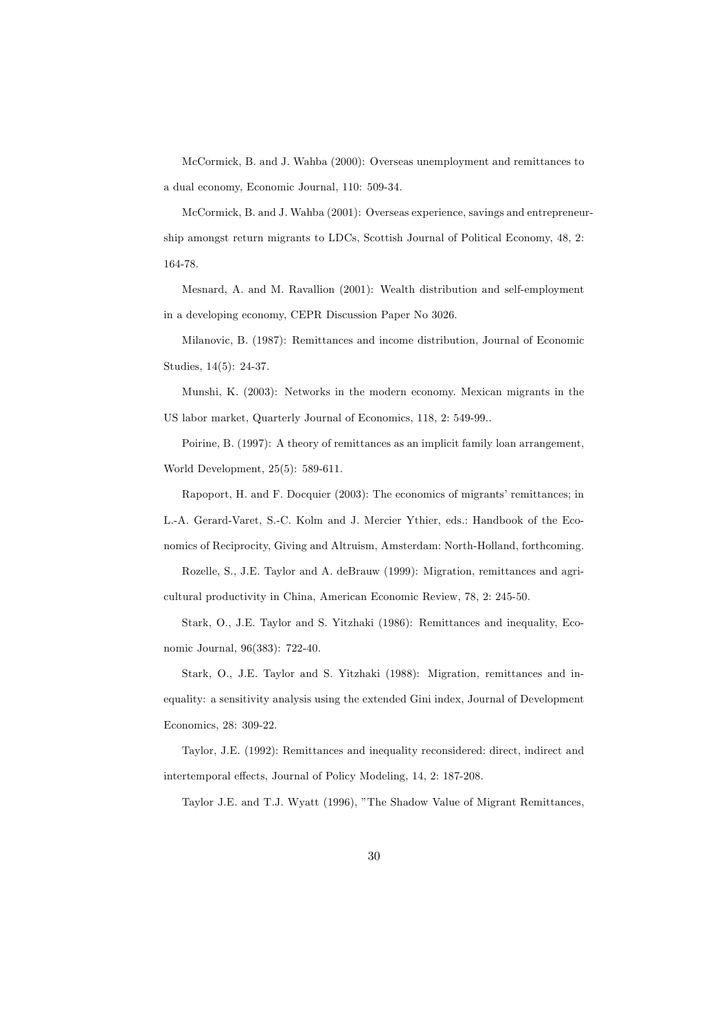McCormick, B. and J. Wahba (2000): Overseas unemployment and remittances to a dual economy, Economic Journal, 110: 509-34.

McCormick, B. and J. Wahba (2001): Overseas experience, savings and entrepreneurship amongst return migrants to LDCs, Scottish Journal of Political Economy, 48, 2: 164-78.

Mesnard, A. and M. Ravallion (2001): Wealth distribution and self-employment in a developing economy, CEPR Discussion Paper No 3026.

Milanovic, B. (1987): Remittances and income distribution, Journal of Economic Studies, 14(5): 24-37.

Munshi, K. (2003): Networks in the modern economy. Mexican migrants in the US labor market, Quarterly Journal of Economics, 118, 2: 549-99..

Poirine, B. (1997): A theory of remittances as an implicit family loan arrangement, World Development, 25(5): 589-611.

Rapoport, H. and F. Docquier (2003): The economics of migrants' remittances; in L.-A. Gerard-Varet, S.-C. Kolm and J. Mercier Ythier, eds.: Handbook of the Economics of Reciprocity, Giving and Altruism, Amsterdam: North-Holland, forthcoming.

Rozelle, S., J.E. Taylor and A. deBrauw (1999): Migration, remittances and agricultural productivity in China, American Economic Review, 78, 2: 245-50.

Stark, O., J.E. Taylor and S. Yitzhaki (1986): Remittances and inequality, Economic Journal, 96(383): 722-40.

Stark, O., J.E. Taylor and S. Yitzhaki (1988): Migration, remittances and inequality: a sensitivity analysis using the extended Gini index, Journal of Development Economics, 28: 309-22.

Taylor, J.E. (1992): Remittances and inequality reconsidered: direct, indirect and intertemporal effects, Journal of Policy Modeling, 14, 2: 187-208.

Taylor J.E. and T.J. Wyatt (1996), "The Shadow Value of Migrant Remittances,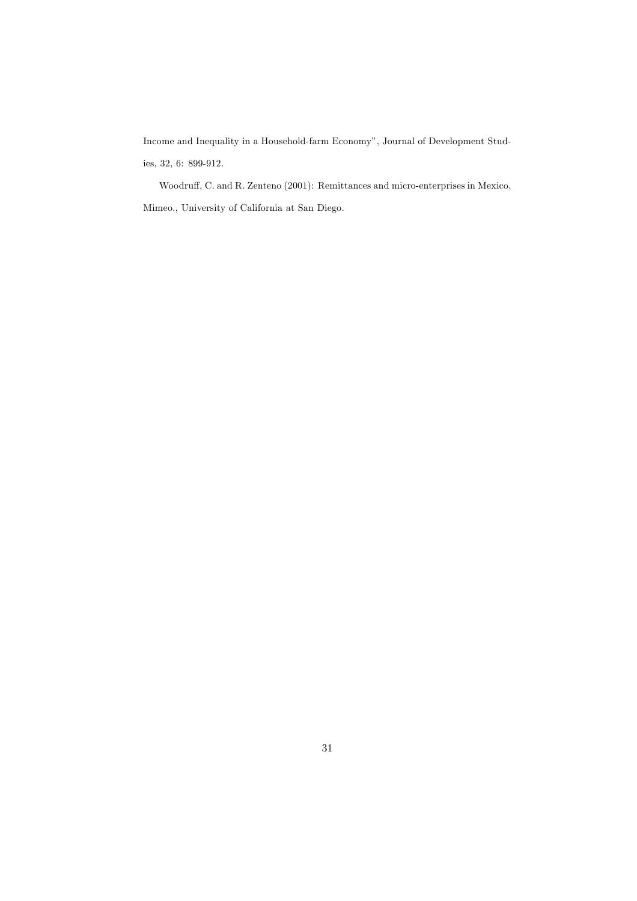Income and Inequality in a Household-farm Economy", Journal of Development Studies, 32, 6: 899-912.

Woodruff, C. and R. Zenteno (2001): Remittances and micro-enterprises in Mexico, Mimeo., University of California at San Diego.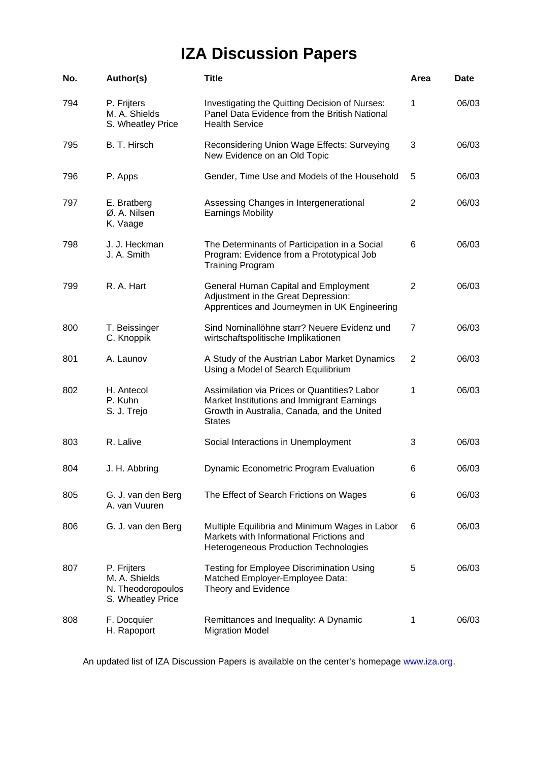# IZA Discussion Papers

| No. | Author(s) | Title | Area | Date |
|---|---|---|---|---|
| 794 | P. Frijters<br>M. A. Shields<br>S. Wheatley Price | Investigating the Quitting Decision of Nurses: Panel Data Evidence from the British National Health Service | 1 | 06/03 |
| 795 | B. T. Hirsch | Reconsidering Union Wage Effects: Surveying New Evidence on an Old Topic | 3 | 06/03 |
| 796 | P. Apps | Gender, Time Use and Models of the Household | 5 | 06/03 |
| 797 | E. Bratberg<br>Ø. A. Nilsen<br>K. Vaage | Assessing Changes in Intergenerational Earnings Mobility | 2 | 06/03 |
| 798 | J. J. Heckman<br>J. A. Smith | The Determinants of Participation in a Social Program: Evidence from a Prototypical Job Training Program | 6 | 06/03 |
| 799 | R. A. Hart | General Human Capital and Employment Adjustment in the Great Depression: Apprentices and Journeymen in UK Engineering | 2 | 06/03 |
| 800 | T. Beissinger<br>C. Knoppik | Sind Nominallöhne starr? Neuere Evidenz und wirtschaftspolitische Implikationen | 7 | 06/03 |
| 801 | A. Launov | A Study of the Austrian Labor Market Dynamics Using a Model of Search Equilibrium | 2 | 06/03 |
| 802 | H. Antecol<br>P. Kuhn<br>S. J. Trejo | Assimilation via Prices or Quantities? Labor Market Institutions and Immigrant Earnings Growth in Australia, Canada, and the United States | 1 | 06/03 |
| 803 | R. Lalive | Social Interactions in Unemployment | 3 | 06/03 |
| 804 | J. H. Abbring | Dynamic Econometric Program Evaluation | 6 | 06/03 |
| 805 | G. J. van den Berg<br>A. van Vuuren | The Effect of Search Frictions on Wages | 6 | 06/03 |
| 806 | G. J. van den Berg | Multiple Equilibria and Minimum Wages in Labor Markets with Informational Frictions and Heterogeneous Production Technologies | 6 | 06/03 |
| 807 | P. Frijters<br>M. A. Shields<br>N. Theodoropoulos<br>S. Wheatley Price | Testing for Employee Discrimination Using Matched Employer-Employee Data: Theory and Evidence | 5 | 06/03 |
| 808 | F. Docquier<br>H. Rapoport | Remittances and Inequality: A Dynamic Migration Model | 1 | 06/03 |

An updated list of IZA Discussion Papers is available on the center's homepage www.iza.org.